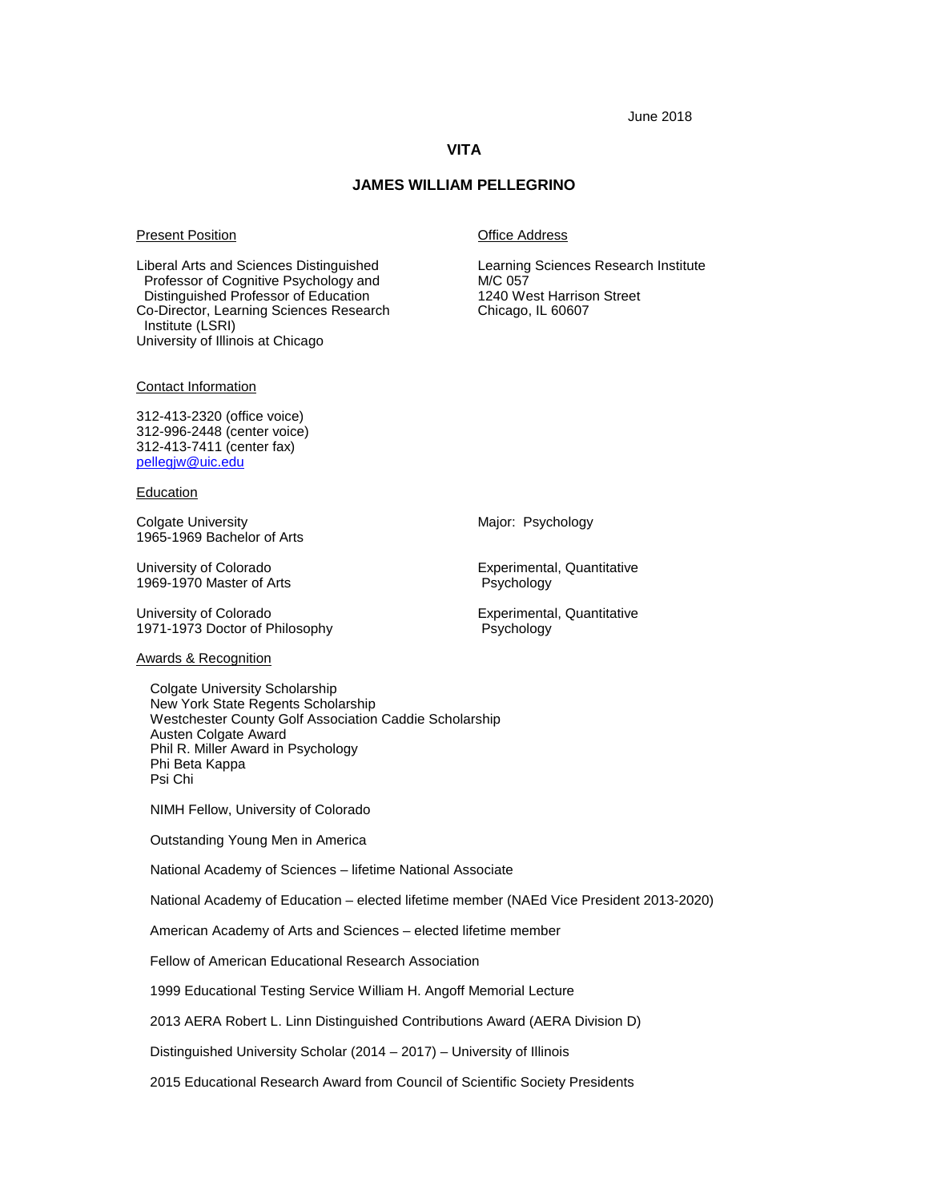June 2018

# VITA

# JAMES WILLIAM PELLEGRINO

## Present Position

Liberal Arts and Sciences Distinguished Professor of Cognitive Psychology and Distinguished Professor of Education
Co-Director, Learning Sciences Research Institute (LSRI)
University of Illinois at Chicago

## Office Address

Learning Sciences Research Institute
M/C 057
1240 West Harrison Street
Chicago, IL 60607

## Contact Information

312-413-2320 (office voice)
312-996-2448 (center voice)
312-413-7411 (center fax)
pellegjw@uic.edu

## Education

| | |
|---|---|
| Colgate University<br>1965-1969 Bachelor of Arts | Major: Psychology |
| University of Colorado<br>1969-1970 Master of Arts | Experimental, Quantitative Psychology |
| University of Colorado<br>1971-1973 Doctor of Philosophy | Experimental, Quantitative Psychology |

## Awards & Recognition

Colgate University Scholarship
New York State Regents Scholarship
Westchester County Golf Association Caddie Scholarship
Austen Colgate Award
Phil R. Miller Award in Psychology
Phi Beta Kappa
Psi Chi

NIMH Fellow, University of Colorado

Outstanding Young Men in America

National Academy of Sciences – lifetime National Associate

National Academy of Education – elected lifetime member (NAEd Vice President 2013-2020)

American Academy of Arts and Sciences – elected lifetime member

Fellow of American Educational Research Association

1999 Educational Testing Service William H. Angoff Memorial Lecture

2013 AERA Robert L. Linn Distinguished Contributions Award (AERA Division D)

Distinguished University Scholar (2014 – 2017) – University of Illinois

2015 Educational Research Award from Council of Scientific Society Presidents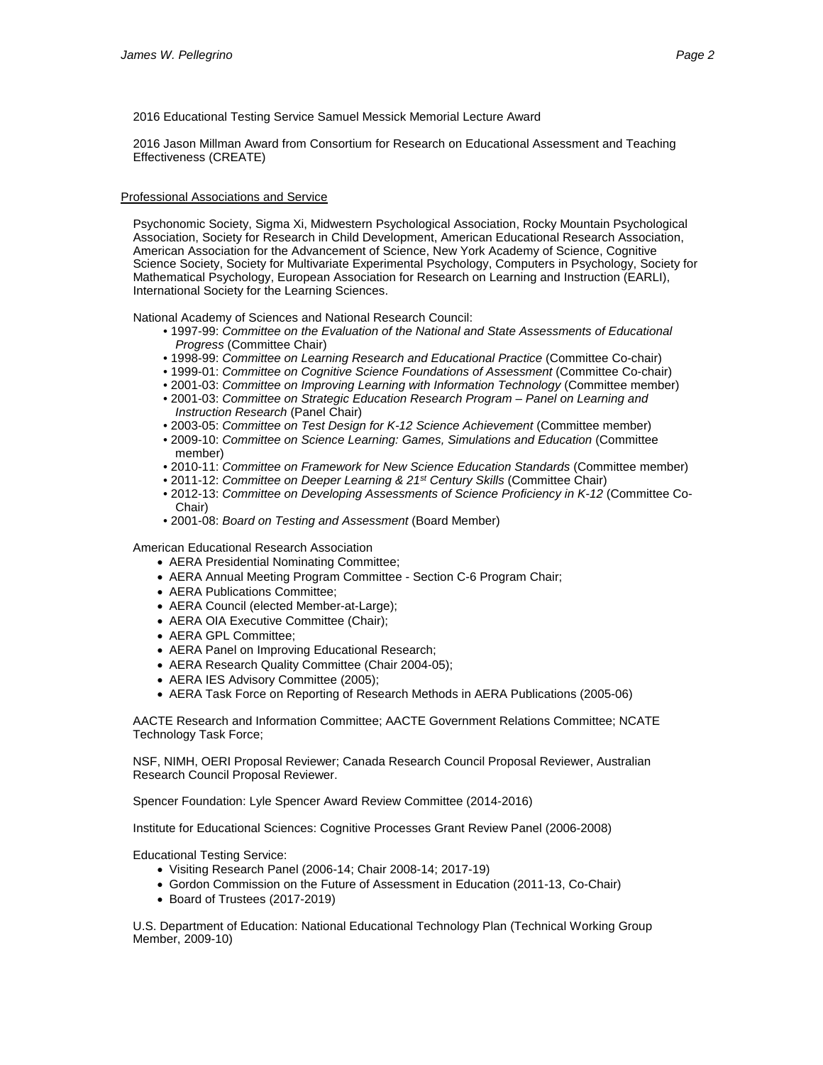2016 Educational Testing Service Samuel Messick Memorial Lecture Award

2016 Jason Millman Award from Consortium for Research on Educational Assessment and Teaching Effectiveness (CREATE)

## Professional Associations and Service

Psychonomic Society, Sigma Xi, Midwestern Psychological Association, Rocky Mountain Psychological Association, Society for Research in Child Development, American Educational Research Association, American Association for the Advancement of Science, New York Academy of Science, Cognitive Science Society, Society for Multivariate Experimental Psychology, Computers in Psychology, Society for Mathematical Psychology, European Association for Research on Learning and Instruction (EARLI), International Society for the Learning Sciences.

National Academy of Sciences and National Research Council:

- 1997-99: *Committee on the Evaluation of the National and State Assessments of Educational Progress* (Committee Chair)
- 1998-99: *Committee on Learning Research and Educational Practice* (Committee Co-chair)
- 1999-01: *Committee on Cognitive Science Foundations of Assessment* (Committee Co-chair)
- 2001-03: *Committee on Improving Learning with Information Technology* (Committee member)
- 2001-03: *Committee on Strategic Education Research Program – Panel on Learning and Instruction Research* (Panel Chair)
- 2003-05: *Committee on Test Design for K-12 Science Achievement* (Committee member)
- 2009-10: *Committee on Science Learning: Games, Simulations and Education* (Committee member)
- 2010-11: *Committee on Framework for New Science Education Standards* (Committee member)
- 2011-12: *Committee on Deeper Learning & 21st Century Skills* (Committee Chair)
- 2012-13: *Committee on Developing Assessments of Science Proficiency in K-12* (Committee Co-Chair)
- 2001-08: *Board on Testing and Assessment* (Board Member)

American Educational Research Association

- AERA Presidential Nominating Committee;
- AERA Annual Meeting Program Committee - Section C-6 Program Chair;
- AERA Publications Committee;
- AERA Council (elected Member-at-Large);
- AERA OIA Executive Committee (Chair);
- AERA GPL Committee;
- AERA Panel on Improving Educational Research;
- AERA Research Quality Committee (Chair 2004-05);
- AERA IES Advisory Committee (2005);
- AERA Task Force on Reporting of Research Methods in AERA Publications (2005-06)

AACTE Research and Information Committee; AACTE Government Relations Committee; NCATE Technology Task Force;

NSF, NIMH, OERI Proposal Reviewer; Canada Research Council Proposal Reviewer, Australian Research Council Proposal Reviewer.

Spencer Foundation: Lyle Spencer Award Review Committee (2014-2016)

Institute for Educational Sciences: Cognitive Processes Grant Review Panel (2006-2008)

Educational Testing Service:

- Visiting Research Panel (2006-14; Chair 2008-14; 2017-19)
- Gordon Commission on the Future of Assessment in Education (2011-13, Co-Chair)
- Board of Trustees (2017-2019)

U.S. Department of Education: National Educational Technology Plan (Technical Working Group Member, 2009-10)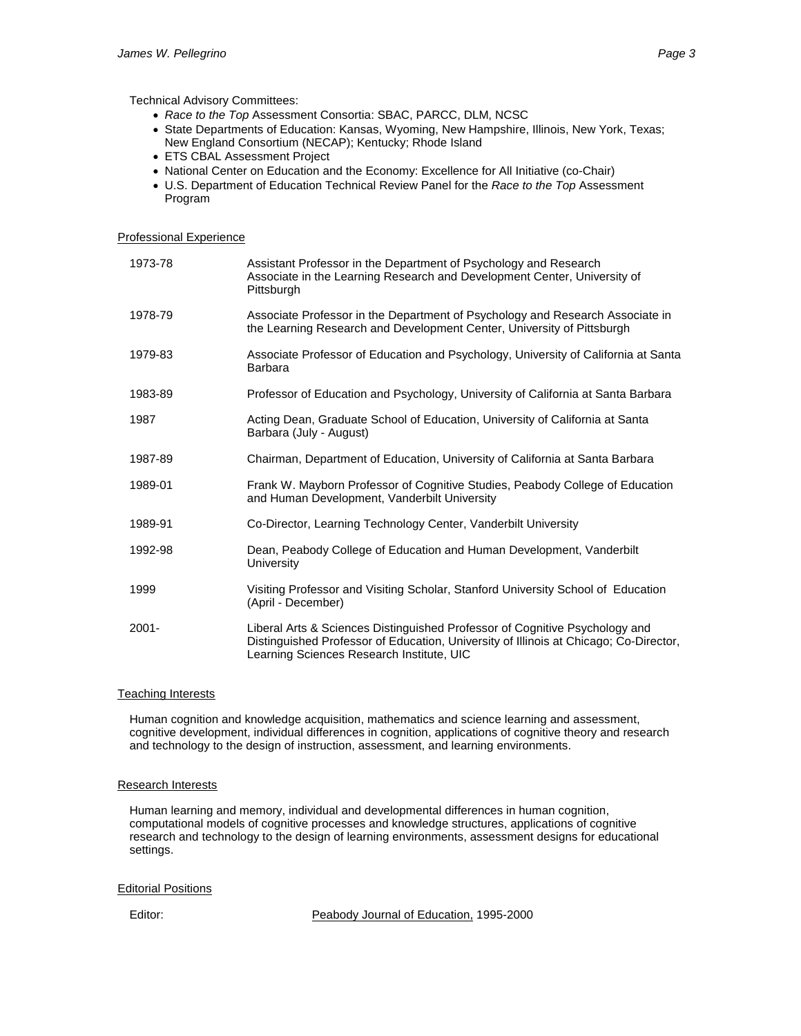Technical Advisory Committees:

- *Race to the Top* Assessment Consortia: SBAC, PARCC, DLM, NCSC
- State Departments of Education: Kansas, Wyoming, New Hampshire, Illinois, New York, Texas; New England Consortium (NECAP); Kentucky; Rhode Island
- ETS CBAL Assessment Project
- National Center on Education and the Economy: Excellence for All Initiative (co-Chair)
- U.S. Department of Education Technical Review Panel for the *Race to the Top* Assessment Program

## Professional Experience

| | |
|---|---|
| 1973-78 | Assistant Professor in the Department of Psychology and Research Associate in the Learning Research and Development Center, University of Pittsburgh |
| 1978-79 | Associate Professor in the Department of Psychology and Research Associate in the Learning Research and Development Center, University of Pittsburgh |
| 1979-83 | Associate Professor of Education and Psychology, University of California at Santa Barbara |
| 1983-89 | Professor of Education and Psychology, University of California at Santa Barbara |
| 1987 | Acting Dean, Graduate School of Education, University of California at Santa Barbara (July - August) |
| 1987-89 | Chairman, Department of Education, University of California at Santa Barbara |
| 1989-01 | Frank W. Mayborn Professor of Cognitive Studies, Peabody College of Education and Human Development, Vanderbilt University |
| 1989-91 | Co-Director, Learning Technology Center, Vanderbilt University |
| 1992-98 | Dean, Peabody College of Education and Human Development, Vanderbilt University |
| 1999 | Visiting Professor and Visiting Scholar, Stanford University School of Education (April - December) |
| 2001- | Liberal Arts & Sciences Distinguished Professor of Cognitive Psychology and Distinguished Professor of Education, University of Illinois at Chicago; Co-Director, Learning Sciences Research Institute, UIC |

## Teaching Interests

Human cognition and knowledge acquisition, mathematics and science learning and assessment, cognitive development, individual differences in cognition, applications of cognitive theory and research and technology to the design of instruction, assessment, and learning environments.

## Research Interests

Human learning and memory, individual and developmental differences in human cognition, computational models of cognitive processes and knowledge structures, applications of cognitive research and technology to the design of learning environments, assessment designs for educational settings.

## Editorial Positions

Editor: Peabody Journal of Education, 1995-2000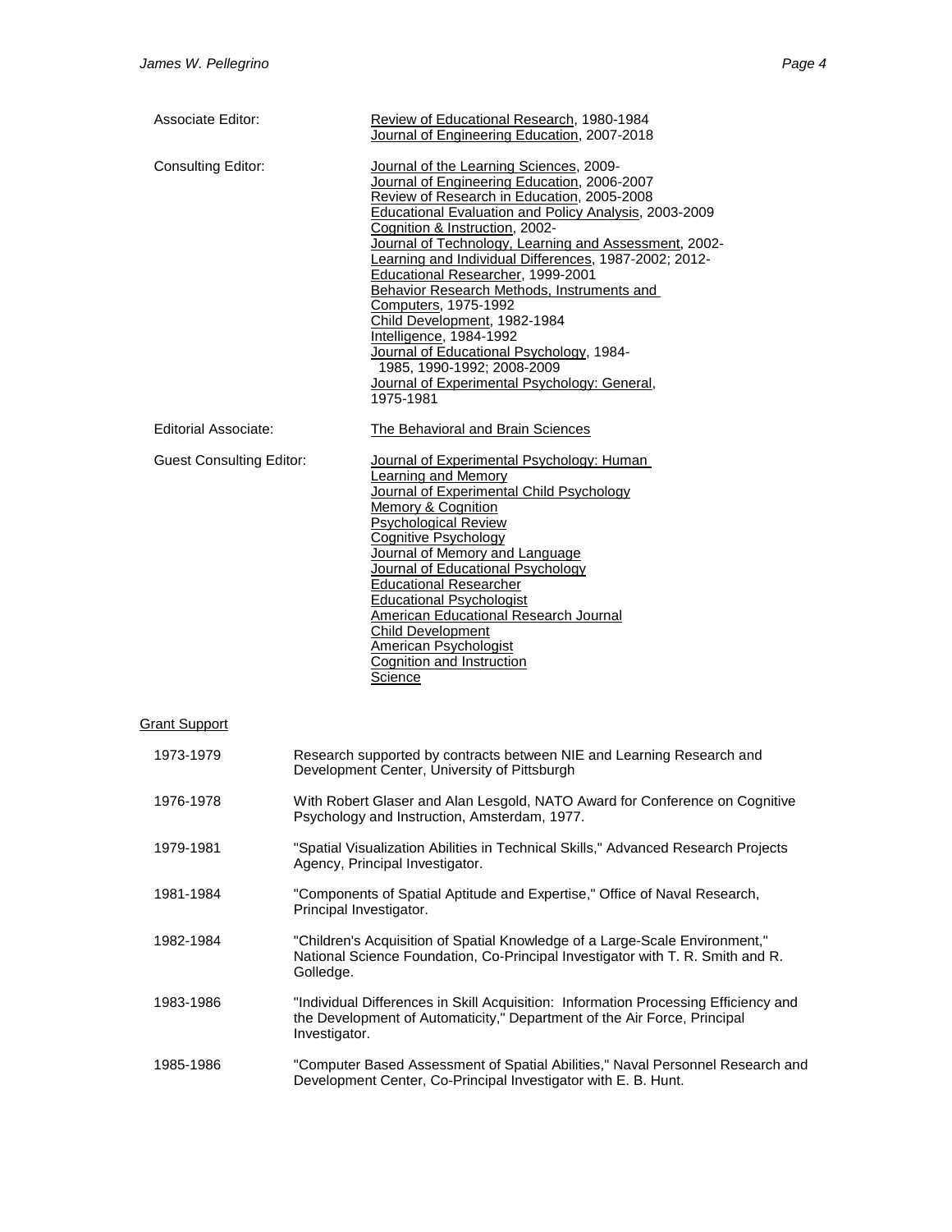| | |
|---|---|
| Associate Editor: | Review of Educational Research, 1980-1984<br>Journal of Engineering Education, 2007-2018 |
| Consulting Editor: | Journal of the Learning Sciences, 2009-<br>Journal of Engineering Education, 2006-2007<br>Review of Research in Education, 2005-2008<br>Educational Evaluation and Policy Analysis, 2003-2009<br>Cognition & Instruction, 2002-<br>Journal of Technology, Learning and Assessment, 2002-<br>Learning and Individual Differences, 1987-2002; 2012-<br>Educational Researcher, 1999-2001<br>Behavior Research Methods, Instruments and Computers, 1975-1992<br>Child Development, 1982-1984<br>Intelligence, 1984-1992<br>Journal of Educational Psychology, 1984-1985, 1990-1992; 2008-2009<br>Journal of Experimental Psychology: General, 1975-1981 |
| Editorial Associate: | The Behavioral and Brain Sciences |
| Guest Consulting Editor: | Journal of Experimental Psychology: Human Learning and Memory<br>Journal of Experimental Child Psychology<br>Memory & Cognition<br>Psychological Review<br>Cognitive Psychology<br>Journal of Memory and Language<br>Journal of Educational Psychology<br>Educational Researcher<br>Educational Psychologist<br>American Educational Research Journal<br>Child Development<br>American Psychologist<br>Cognition and Instruction<br>Science |

## Grant Support

| | |
|---|---|
| 1973-1979 | Research supported by contracts between NIE and Learning Research and Development Center, University of Pittsburgh |
| 1976-1978 | With Robert Glaser and Alan Lesgold, NATO Award for Conference on Cognitive Psychology and Instruction, Amsterdam, 1977. |
| 1979-1981 | "Spatial Visualization Abilities in Technical Skills," Advanced Research Projects Agency, Principal Investigator. |
| 1981-1984 | "Components of Spatial Aptitude and Expertise," Office of Naval Research, Principal Investigator. |
| 1982-1984 | "Children's Acquisition of Spatial Knowledge of a Large-Scale Environment," National Science Foundation, Co-Principal Investigator with T. R. Smith and R. Golledge. |
| 1983-1986 | "Individual Differences in Skill Acquisition: Information Processing Efficiency and the Development of Automaticity," Department of the Air Force, Principal Investigator. |
| 1985-1986 | "Computer Based Assessment of Spatial Abilities," Naval Personnel Research and Development Center, Co-Principal Investigator with E. B. Hunt. |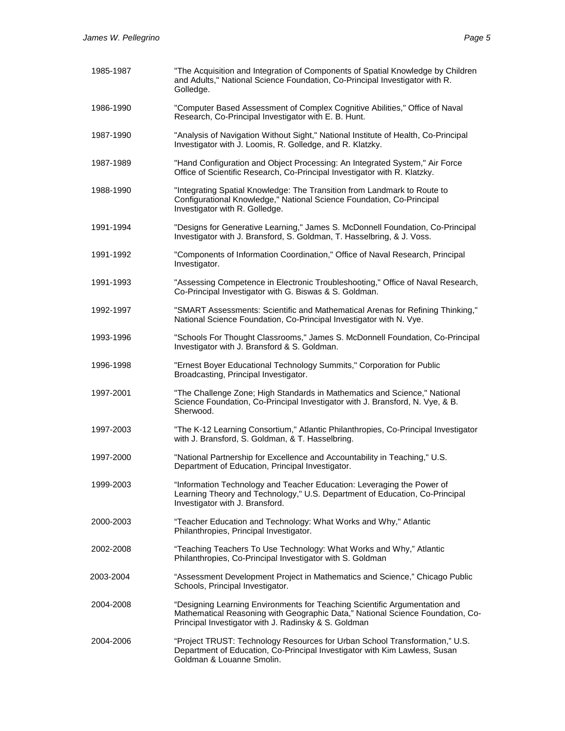| | |
|---|---|
| 1985-1987 | "The Acquisition and Integration of Components of Spatial Knowledge by Children and Adults," National Science Foundation, Co-Principal Investigator with R. Golledge. |
| 1986-1990 | "Computer Based Assessment of Complex Cognitive Abilities," Office of Naval Research, Co-Principal Investigator with E. B. Hunt. |
| 1987-1990 | "Analysis of Navigation Without Sight," National Institute of Health, Co-Principal Investigator with J. Loomis, R. Golledge, and R. Klatzky. |
| 1987-1989 | "Hand Configuration and Object Processing: An Integrated System," Air Force Office of Scientific Research, Co-Principal Investigator with R. Klatzky. |
| 1988-1990 | "Integrating Spatial Knowledge: The Transition from Landmark to Route to Configurational Knowledge," National Science Foundation, Co-Principal Investigator with R. Golledge. |
| 1991-1994 | "Designs for Generative Learning," James S. McDonnell Foundation, Co-Principal Investigator with J. Bransford, S. Goldman, T. Hasselbring, & J. Voss. |
| 1991-1992 | "Components of Information Coordination," Office of Naval Research, Principal Investigator. |
| 1991-1993 | "Assessing Competence in Electronic Troubleshooting," Office of Naval Research, Co-Principal Investigator with G. Biswas & S. Goldman. |
| 1992-1997 | "SMART Assessments: Scientific and Mathematical Arenas for Refining Thinking," National Science Foundation, Co-Principal Investigator with N. Vye. |
| 1993-1996 | "Schools For Thought Classrooms," James S. McDonnell Foundation, Co-Principal Investigator with J. Bransford & S. Goldman. |
| 1996-1998 | "Ernest Boyer Educational Technology Summits," Corporation for Public Broadcasting, Principal Investigator. |
| 1997-2001 | "The Challenge Zone; High Standards in Mathematics and Science," National Science Foundation, Co-Principal Investigator with J. Bransford, N. Vye, & B. Sherwood. |
| 1997-2003 | "The K-12 Learning Consortium," Atlantic Philanthropies, Co-Principal Investigator with J. Bransford, S. Goldman, & T. Hasselbring. |
| 1997-2000 | "National Partnership for Excellence and Accountability in Teaching," U.S. Department of Education, Principal Investigator. |
| 1999-2003 | "Information Technology and Teacher Education: Leveraging the Power of Learning Theory and Technology," U.S. Department of Education, Co-Principal Investigator with J. Bransford. |
| 2000-2003 | "Teacher Education and Technology: What Works and Why," Atlantic Philanthropies, Principal Investigator. |
| 2002-2008 | "Teaching Teachers To Use Technology: What Works and Why," Atlantic Philanthropies, Co-Principal Investigator with S. Goldman |
| 2003-2004 | "Assessment Development Project in Mathematics and Science," Chicago Public Schools, Principal Investigator. |
| 2004-2008 | "Designing Learning Environments for Teaching Scientific Argumentation and Mathematical Reasoning with Geographic Data," National Science Foundation, Co-Principal Investigator with J. Radinsky & S. Goldman |
| 2004-2006 | "Project TRUST: Technology Resources for Urban School Transformation," U.S. Department of Education, Co-Principal Investigator with Kim Lawless, Susan Goldman & Louanne Smolin. |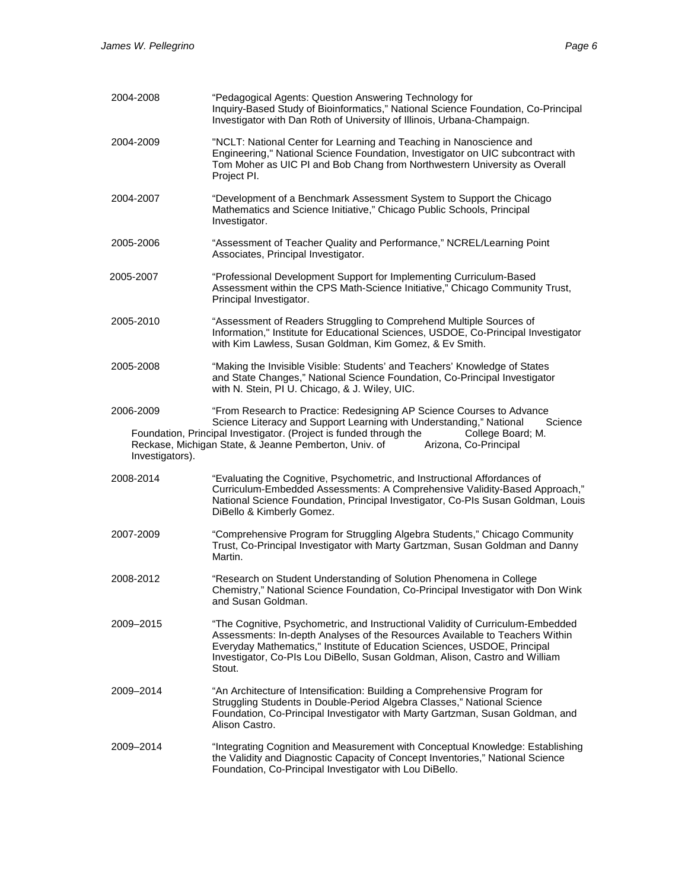2004-2008 "Pedagogical Agents: Question Answering Technology for Inquiry-Based Study of Bioinformatics," National Science Foundation, Co-Principal Investigator with Dan Roth of University of Illinois, Urbana-Champaign.

2004-2009 "NCLT: National Center for Learning and Teaching in Nanoscience and Engineering," National Science Foundation, Investigator on UIC subcontract with Tom Moher as UIC PI and Bob Chang from Northwestern University as Overall Project PI.

2004-2007 "Development of a Benchmark Assessment System to Support the Chicago Mathematics and Science Initiative," Chicago Public Schools, Principal Investigator.

2005-2006 "Assessment of Teacher Quality and Performance," NCREL/Learning Point Associates, Principal Investigator.

2005-2007 "Professional Development Support for Implementing Curriculum-Based Assessment within the CPS Math-Science Initiative," Chicago Community Trust, Principal Investigator.

2005-2010 "Assessment of Readers Struggling to Comprehend Multiple Sources of Information," Institute for Educational Sciences, USDOE, Co-Principal Investigator with Kim Lawless, Susan Goldman, Kim Gomez, & Ev Smith.

2005-2008 "Making the Invisible Visible: Students' and Teachers' Knowledge of States and State Changes," National Science Foundation, Co-Principal Investigator with N. Stein, PI U. Chicago, & J. Wiley, UIC.

2006-2009 "From Research to Practice: Redesigning AP Science Courses to Advance Science Literacy and Support Learning with Understanding," National Science Foundation, Principal Investigator. (Project is funded through the College Board; M. Reckase, Michigan State, & Jeanne Pemberton, Univ. of Arizona, Co-Principal Investigators).

2008-2014 "Evaluating the Cognitive, Psychometric, and Instructional Affordances of Curriculum-Embedded Assessments: A Comprehensive Validity-Based Approach," National Science Foundation, Principal Investigator, Co-PIs Susan Goldman, Louis DiBello & Kimberly Gomez.

2007-2009 "Comprehensive Program for Struggling Algebra Students," Chicago Community Trust, Co-Principal Investigator with Marty Gartzman, Susan Goldman and Danny Martin.

2008-2012 "Research on Student Understanding of Solution Phenomena in College Chemistry," National Science Foundation, Co-Principal Investigator with Don Wink and Susan Goldman.

2009–2015 "The Cognitive, Psychometric, and Instructional Validity of Curriculum-Embedded Assessments: In-depth Analyses of the Resources Available to Teachers Within Everyday Mathematics," Institute of Education Sciences, USDOE, Principal Investigator, Co-PIs Lou DiBello, Susan Goldman, Alison, Castro and William Stout.

2009–2014 "An Architecture of Intensification: Building a Comprehensive Program for Struggling Students in Double-Period Algebra Classes," National Science Foundation, Co-Principal Investigator with Marty Gartzman, Susan Goldman, and Alison Castro.

2009–2014 "Integrating Cognition and Measurement with Conceptual Knowledge: Establishing the Validity and Diagnostic Capacity of Concept Inventories," National Science Foundation, Co-Principal Investigator with Lou DiBello.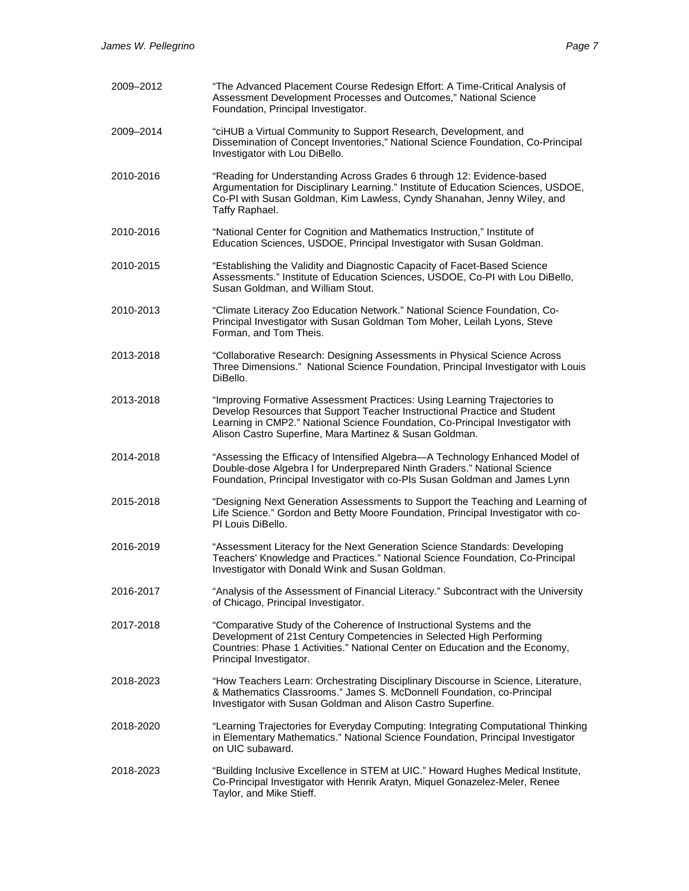2009–2012 "The Advanced Placement Course Redesign Effort: A Time-Critical Analysis of Assessment Development Processes and Outcomes," National Science Foundation, Principal Investigator.

2009–2014 "ciHUB a Virtual Community to Support Research, Development, and Dissemination of Concept Inventories," National Science Foundation, Co-Principal Investigator with Lou DiBello.

2010-2016 "Reading for Understanding Across Grades 6 through 12: Evidence-based Argumentation for Disciplinary Learning." Institute of Education Sciences, USDOE, Co-PI with Susan Goldman, Kim Lawless, Cyndy Shanahan, Jenny Wiley, and Taffy Raphael.

2010-2016 "National Center for Cognition and Mathematics Instruction," Institute of Education Sciences, USDOE, Principal Investigator with Susan Goldman.

2010-2015 "Establishing the Validity and Diagnostic Capacity of Facet-Based Science Assessments." Institute of Education Sciences, USDOE, Co-PI with Lou DiBello, Susan Goldman, and William Stout.

2010-2013 "Climate Literacy Zoo Education Network." National Science Foundation, Co-Principal Investigator with Susan Goldman Tom Moher, Leilah Lyons, Steve Forman, and Tom Theis.

2013-2018 "Collaborative Research: Designing Assessments in Physical Science Across Three Dimensions." National Science Foundation, Principal Investigator with Louis DiBello.

2013-2018 "Improving Formative Assessment Practices: Using Learning Trajectories to Develop Resources that Support Teacher Instructional Practice and Student Learning in CMP2." National Science Foundation, Co-Principal Investigator with Alison Castro Superfine, Mara Martinez & Susan Goldman.

2014-2018 "Assessing the Efficacy of Intensified Algebra—A Technology Enhanced Model of Double-dose Algebra I for Underprepared Ninth Graders." National Science Foundation, Principal Investigator with co-PIs Susan Goldman and James Lynn

2015-2018 "Designing Next Generation Assessments to Support the Teaching and Learning of Life Science." Gordon and Betty Moore Foundation, Principal Investigator with co-PI Louis DiBello.

2016-2019 "Assessment Literacy for the Next Generation Science Standards: Developing Teachers' Knowledge and Practices." National Science Foundation, Co-Principal Investigator with Donald Wink and Susan Goldman.

2016-2017 "Analysis of the Assessment of Financial Literacy." Subcontract with the University of Chicago, Principal Investigator.

2017-2018 "Comparative Study of the Coherence of Instructional Systems and the Development of 21st Century Competencies in Selected High Performing Countries: Phase 1 Activities." National Center on Education and the Economy, Principal Investigator.

2018-2023 "How Teachers Learn: Orchestrating Disciplinary Discourse in Science, Literature, & Mathematics Classrooms." James S. McDonnell Foundation, co-Principal Investigator with Susan Goldman and Alison Castro Superfine.

2018-2020 "Learning Trajectories for Everyday Computing: Integrating Computational Thinking in Elementary Mathematics." National Science Foundation, Principal Investigator on UIC subaward.

2018-2023 "Building Inclusive Excellence in STEM at UIC." Howard Hughes Medical Institute, Co-Principal Investigator with Henrik Aratyn, Miquel Gonazelez-Meler, Renee Taylor, and Mike Stieff.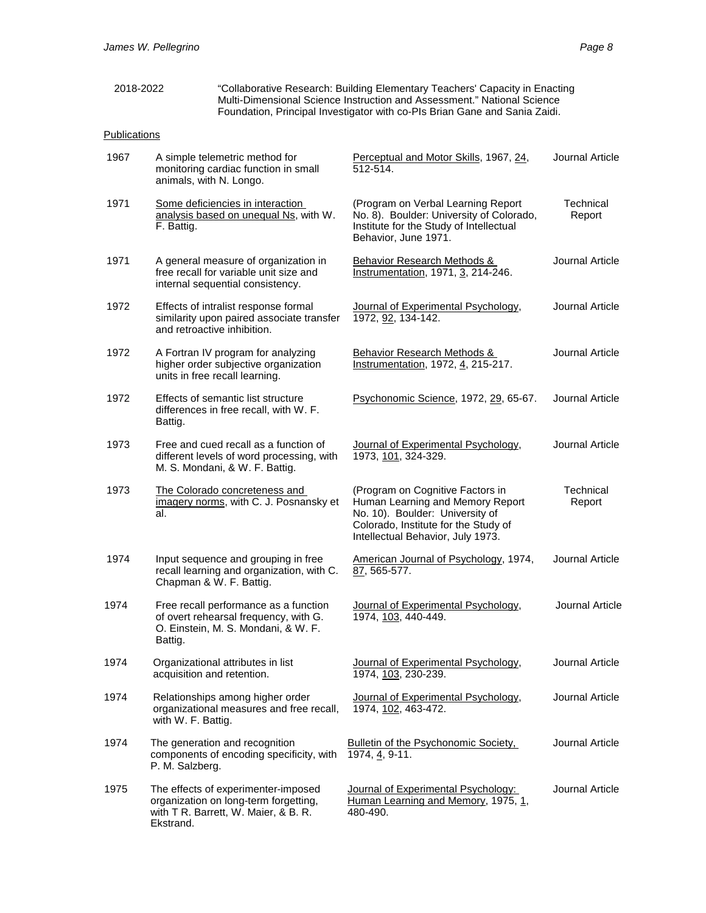| | |
|---|---|
| 2018-2022 | "Collaborative Research: Building Elementary Teachers' Capacity in Enacting Multi-Dimensional Science Instruction and Assessment." National Science Foundation, Principal Investigator with co-PIs Brian Gane and Sania Zaidi. |

Publications

| Year | Title | Source | Type |
|---|---|---|---|
| 1967 | A simple telemetric method for monitoring cardiac function in small animals, with N. Longo. | Perceptual and Motor Skills, 1967, 24, 512-514. | Journal Article |
| 1971 | Some deficiencies in interaction analysis based on unequal Ns, with W. F. Battig. | (Program on Verbal Learning Report No. 8). Boulder: University of Colorado, Institute for the Study of Intellectual Behavior, June 1971. | Technical Report |
| 1971 | A general measure of organization in free recall for variable unit size and internal sequential consistency. | Behavior Research Methods & Instrumentation, 1971, 3, 214-246. | Journal Article |
| 1972 | Effects of intralist response formal similarity upon paired associate transfer and retroactive inhibition. | Journal of Experimental Psychology, 1972, 92, 134-142. | Journal Article |
| 1972 | A Fortran IV program for analyzing higher order subjective organization units in free recall learning. | Behavior Research Methods & Instrumentation, 1972, 4, 215-217. | Journal Article |
| 1972 | Effects of semantic list structure differences in free recall, with W. F. Battig. | Psychonomic Science, 1972, 29, 65-67. | Journal Article |
| 1973 | Free and cued recall as a function of different levels of word processing, with M. S. Mondani, & W. F. Battig. | Journal of Experimental Psychology, 1973, 101, 324-329. | Journal Article |
| 1973 | The Colorado concreteness and imagery norms, with C. J. Posnansky et al. | (Program on Cognitive Factors in Human Learning and Memory Report No. 10). Boulder: University of Colorado, Institute for the Study of Intellectual Behavior, July 1973. | Technical Report |
| 1974 | Input sequence and grouping in free recall learning and organization, with C. Chapman & W. F. Battig. | American Journal of Psychology, 1974, 87, 565-577. | Journal Article |
| 1974 | Free recall performance as a function of overt rehearsal frequency, with G. O. Einstein, M. S. Mondani, & W. F. Battig. | Journal of Experimental Psychology, 1974, 103, 440-449. | Journal Article |
| 1974 | Organizational attributes in list acquisition and retention. | Journal of Experimental Psychology, 1974, 103, 230-239. | Journal Article |
| 1974 | Relationships among higher order organizational measures and free recall, with W. F. Battig. | Journal of Experimental Psychology, 1974, 102, 463-472. | Journal Article |
| 1974 | The generation and recognition components of encoding specificity, with P. M. Salzberg. | Bulletin of the Psychonomic Society, 1974, 4, 9-11. | Journal Article |
| 1975 | The effects of experimenter-imposed organization on long-term forgetting, with T R. Barrett, W. Maier, & B. R. Ekstrand. | Journal of Experimental Psychology: Human Learning and Memory, 1975, 1, 480-490. | Journal Article |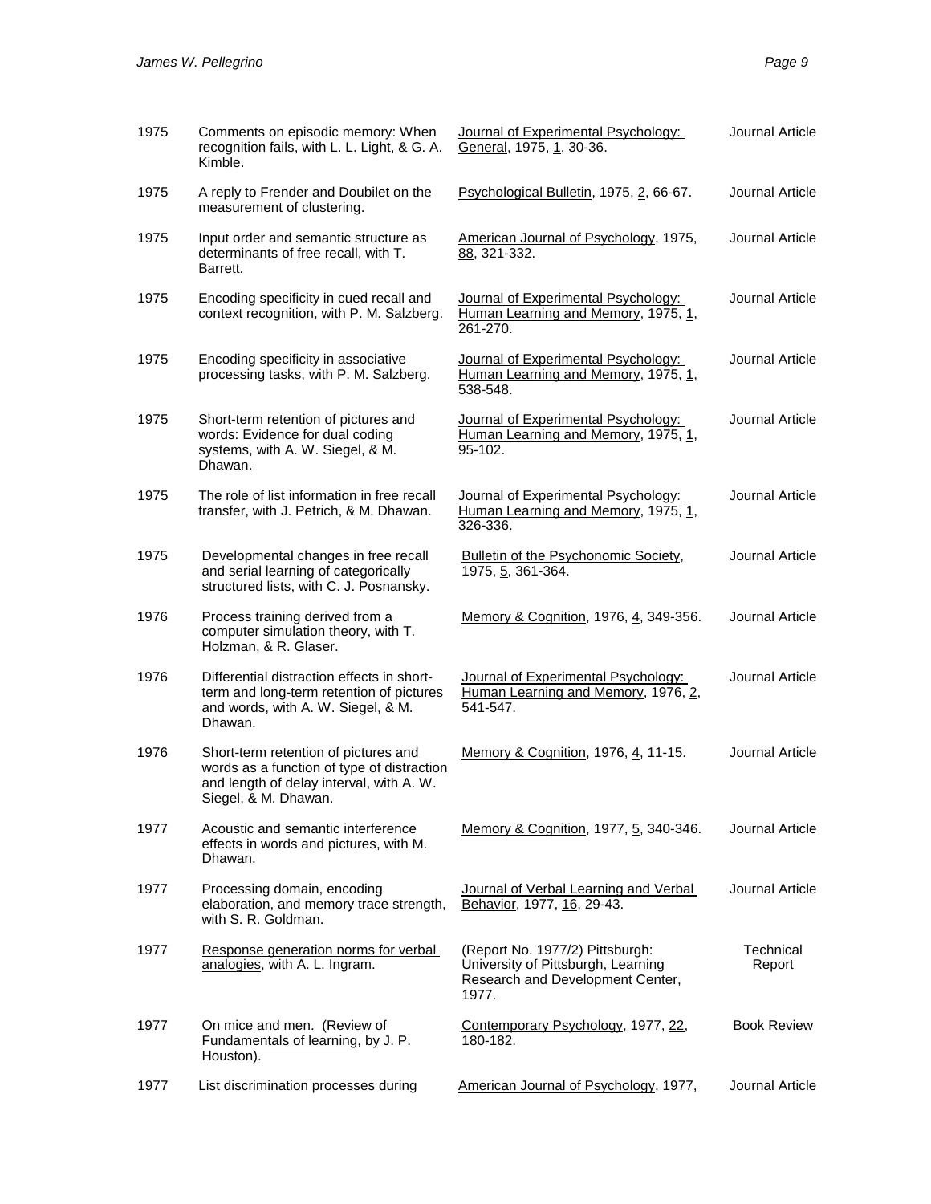| | | | |
|---|---|---|---|
| 1975 | Comments on episodic memory: When recognition fails, with L. L. Light, & G. A. Kimble. | Journal of Experimental Psychology: General, 1975, 1, 30-36. | Journal Article |
| 1975 | A reply to Frender and Doubilet on the measurement of clustering. | Psychological Bulletin, 1975, 2, 66-67. | Journal Article |
| 1975 | Input order and semantic structure as determinants of free recall, with T. Barrett. | American Journal of Psychology, 1975, 88, 321-332. | Journal Article |
| 1975 | Encoding specificity in cued recall and context recognition, with P. M. Salzberg. | Journal of Experimental Psychology: Human Learning and Memory, 1975, 1, 261-270. | Journal Article |
| 1975 | Encoding specificity in associative processing tasks, with P. M. Salzberg. | Journal of Experimental Psychology: Human Learning and Memory, 1975, 1, 538-548. | Journal Article |
| 1975 | Short-term retention of pictures and words: Evidence for dual coding systems, with A. W. Siegel, & M. Dhawan. | Journal of Experimental Psychology: Human Learning and Memory, 1975, 1, 95-102. | Journal Article |
| 1975 | The role of list information in free recall transfer, with J. Petrich, & M. Dhawan. | Journal of Experimental Psychology: Human Learning and Memory, 1975, 1, 326-336. | Journal Article |
| 1975 | Developmental changes in free recall and serial learning of categorically structured lists, with C. J. Posnansky. | Bulletin of the Psychonomic Society, 1975, 5, 361-364. | Journal Article |
| 1976 | Process training derived from a computer simulation theory, with T. Holzman, & R. Glaser. | Memory & Cognition, 1976, 4, 349-356. | Journal Article |
| 1976 | Differential distraction effects in short-term and long-term retention of pictures and words, with A. W. Siegel, & M. Dhawan. | Journal of Experimental Psychology: Human Learning and Memory, 1976, 2, 541-547. | Journal Article |
| 1976 | Short-term retention of pictures and words as a function of type of distraction and length of delay interval, with A. W. Siegel, & M. Dhawan. | Memory & Cognition, 1976, 4, 11-15. | Journal Article |
| 1977 | Acoustic and semantic interference effects in words and pictures, with M. Dhawan. | Memory & Cognition, 1977, 5, 340-346. | Journal Article |
| 1977 | Processing domain, encoding elaboration, and memory trace strength, with S. R. Goldman. | Journal of Verbal Learning and Verbal Behavior, 1977, 16, 29-43. | Journal Article |
| 1977 | Response generation norms for verbal analogies, with A. L. Ingram. | (Report No. 1977/2) Pittsburgh: University of Pittsburgh, Learning Research and Development Center, 1977. | Technical Report |
| 1977 | On mice and men. (Review of Fundamentals of learning, by J. P. Houston). | Contemporary Psychology, 1977, 22, 180-182. | Book Review |
| 1977 | List discrimination processes during | American Journal of Psychology, 1977, | Journal Article |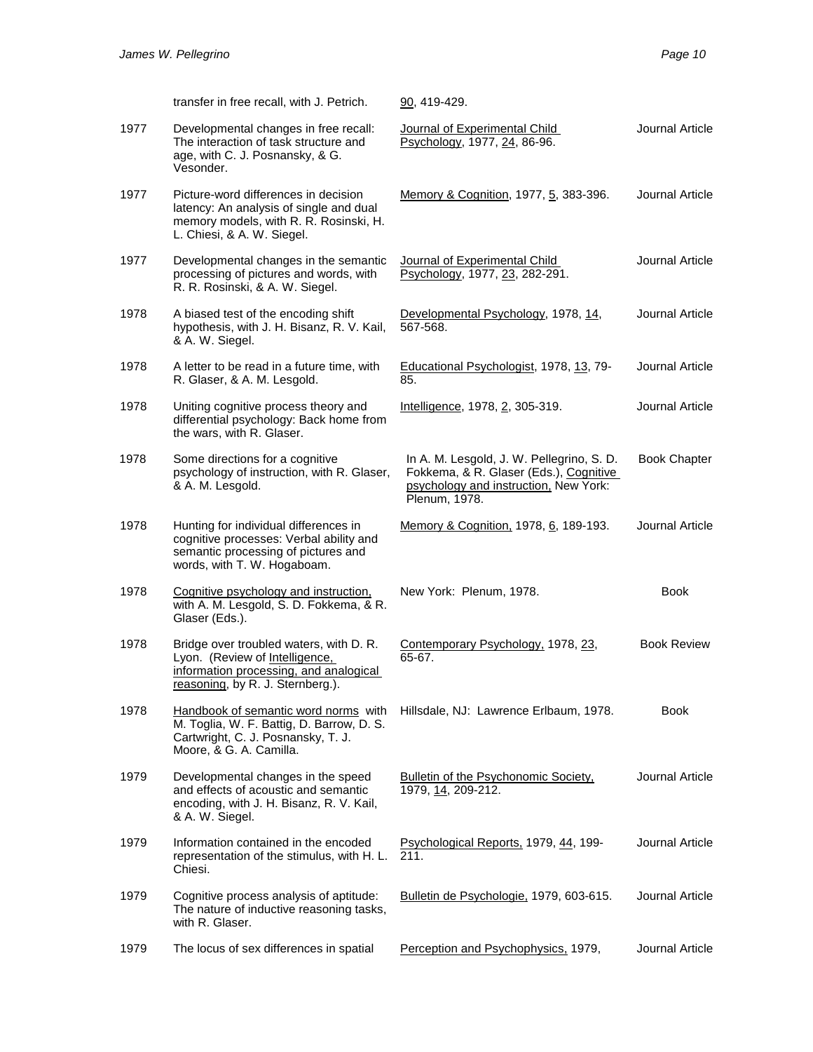| | | | |
|---|---|---|---|
| | transfer in free recall, with J. Petrich. | 90, 419-429. | |
| 1977 | Developmental changes in free recall: The interaction of task structure and age, with C. J. Posnansky, & G. Vesonder. | Journal of Experimental Child Psychology, 1977, 24, 86-96. | Journal Article |
| 1977 | Picture-word differences in decision latency: An analysis of single and dual memory models, with R. R. Rosinski, H. L. Chiesi, & A. W. Siegel. | Memory & Cognition, 1977, 5, 383-396. | Journal Article |
| 1977 | Developmental changes in the semantic processing of pictures and words, with R. R. Rosinski, & A. W. Siegel. | Journal of Experimental Child Psychology, 1977, 23, 282-291. | Journal Article |
| 1978 | A biased test of the encoding shift hypothesis, with J. H. Bisanz, R. V. Kail, & A. W. Siegel. | Developmental Psychology, 1978, 14, 567-568. | Journal Article |
| 1978 | A letter to be read in a future time, with R. Glaser, & A. M. Lesgold. | Educational Psychologist, 1978, 13, 79-85. | Journal Article |
| 1978 | Uniting cognitive process theory and differential psychology: Back home from the wars, with R. Glaser. | Intelligence, 1978, 2, 305-319. | Journal Article |
| 1978 | Some directions for a cognitive psychology of instruction, with R. Glaser, & A. M. Lesgold. | In A. M. Lesgold, J. W. Pellegrino, S. D. Fokkema, & R. Glaser (Eds.), Cognitive psychology and instruction, New York: Plenum, 1978. | Book Chapter |
| 1978 | Hunting for individual differences in cognitive processes: Verbal ability and semantic processing of pictures and words, with T. W. Hogaboam. | Memory & Cognition, 1978, 6, 189-193. | Journal Article |
| 1978 | Cognitive psychology and instruction, with A. M. Lesgold, S. D. Fokkema, & R. Glaser (Eds.). | New York: Plenum, 1978. | Book |
| 1978 | Bridge over troubled waters, with D. R. Lyon. (Review of Intelligence, information processing, and analogical reasoning, by R. J. Sternberg.). | Contemporary Psychology, 1978, 23, 65-67. | Book Review |
| 1978 | Handbook of semantic word norms with M. Toglia, W. F. Battig, D. Barrow, D. S. Cartwright, C. J. Posnansky, T. J. Moore, & G. A. Camilla. | Hillsdale, NJ: Lawrence Erlbaum, 1978. | Book |
| 1979 | Developmental changes in the speed and effects of acoustic and semantic encoding, with J. H. Bisanz, R. V. Kail, & A. W. Siegel. | Bulletin of the Psychonomic Society, 1979, 14, 209-212. | Journal Article |
| 1979 | Information contained in the encoded representation of the stimulus, with H. L. Chiesi. | Psychological Reports, 1979, 44, 199-211. | Journal Article |
| 1979 | Cognitive process analysis of aptitude: The nature of inductive reasoning tasks, with R. Glaser. | Bulletin de Psychologie, 1979, 603-615. | Journal Article |
| 1979 | The locus of sex differences in spatial | Perception and Psychophysics, 1979, | Journal Article |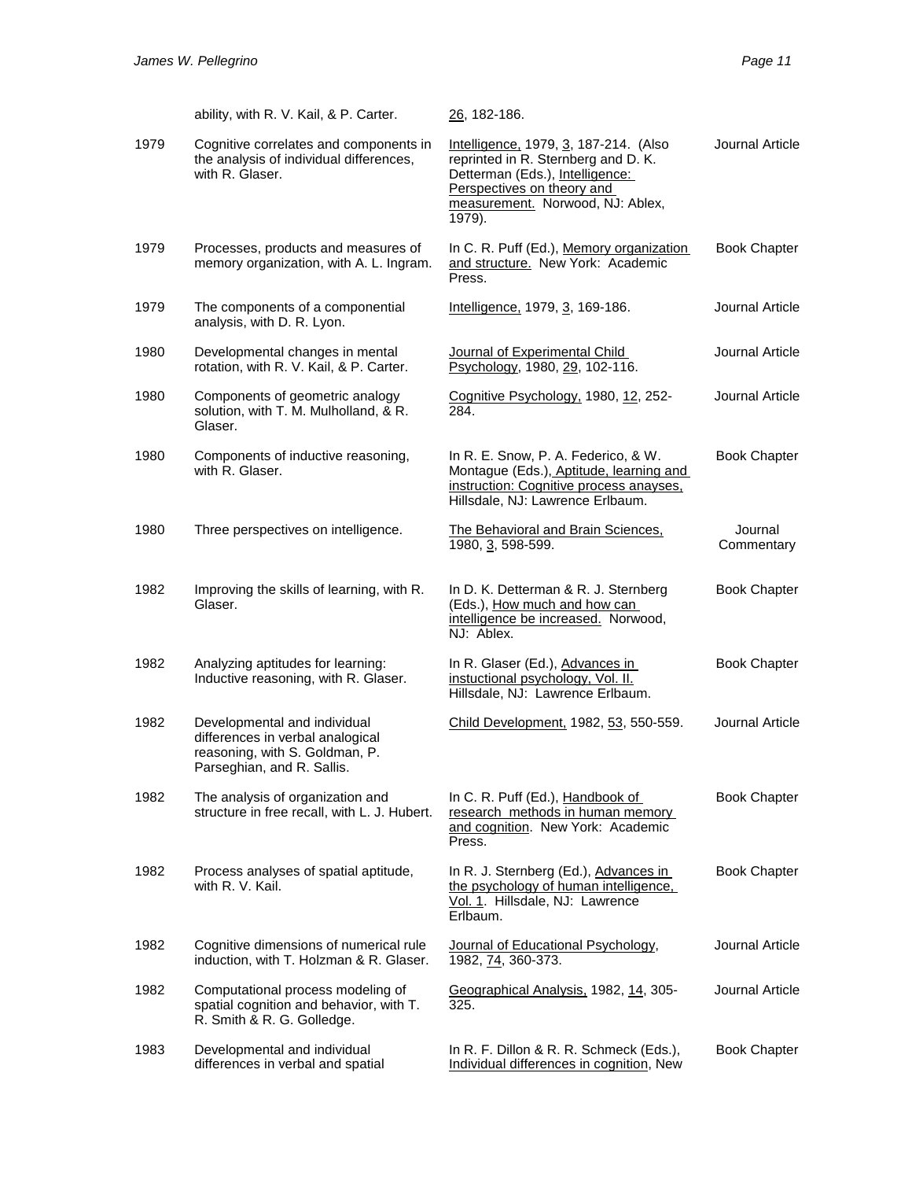| | | | |
|---|---|---|---|
| | ability, with R. V. Kail, & P. Carter. | 26, 182-186. | |
| 1979 | Cognitive correlates and components in the analysis of individual differences, with R. Glaser. | Intelligence, 1979, 3, 187-214. (Also reprinted in R. Sternberg and D. K. Detterman (Eds.), Intelligence: Perspectives on theory and measurement. Norwood, NJ: Ablex, 1979). | Journal Article |
| 1979 | Processes, products and measures of memory organization, with A. L. Ingram. | In C. R. Puff (Ed.), Memory organization and structure. New York: Academic Press. | Book Chapter |
| 1979 | The components of a componential analysis, with D. R. Lyon. | Intelligence, 1979, 3, 169-186. | Journal Article |
| 1980 | Developmental changes in mental rotation, with R. V. Kail, & P. Carter. | Journal of Experimental Child Psychology, 1980, 29, 102-116. | Journal Article |
| 1980 | Components of geometric analogy solution, with T. M. Mulholland, & R. Glaser. | Cognitive Psychology, 1980, 12, 252-284. | Journal Article |
| 1980 | Components of inductive reasoning, with R. Glaser. | In R. E. Snow, P. A. Federico, & W. Montague (Eds.), Aptitude, learning and instruction: Cognitive process anayses, Hillsdale, NJ: Lawrence Erlbaum. | Book Chapter |
| 1980 | Three perspectives on intelligence. | The Behavioral and Brain Sciences, 1980, 3, 598-599. | Journal Commentary |
| 1982 | Improving the skills of learning, with R. Glaser. | In D. K. Detterman & R. J. Sternberg (Eds.), How much and how can intelligence be increased. Norwood, NJ: Ablex. | Book Chapter |
| 1982 | Analyzing aptitudes for learning: Inductive reasoning, with R. Glaser. | In R. Glaser (Ed.), Advances in instuctional psychology, Vol. II. Hillsdale, NJ: Lawrence Erlbaum. | Book Chapter |
| 1982 | Developmental and individual differences in verbal analogical reasoning, with S. Goldman, P. Parseghian, and R. Sallis. | Child Development, 1982, 53, 550-559. | Journal Article |
| 1982 | The analysis of organization and structure in free recall, with L. J. Hubert. | In C. R. Puff (Ed.), Handbook of research methods in human memory and cognition. New York: Academic Press. | Book Chapter |
| 1982 | Process analyses of spatial aptitude, with R. V. Kail. | In R. J. Sternberg (Ed.), Advances in the psychology of human intelligence, Vol. 1. Hillsdale, NJ: Lawrence Erlbaum. | Book Chapter |
| 1982 | Cognitive dimensions of numerical rule induction, with T. Holzman & R. Glaser. | Journal of Educational Psychology, 1982, 74, 360-373. | Journal Article |
| 1982 | Computational process modeling of spatial cognition and behavior, with T. R. Smith & R. G. Golledge. | Geographical Analysis, 1982, 14, 305-325. | Journal Article |
| 1983 | Developmental and individual differences in verbal and spatial | In R. F. Dillon & R. R. Schmeck (Eds.), Individual differences in cognition, New | Book Chapter |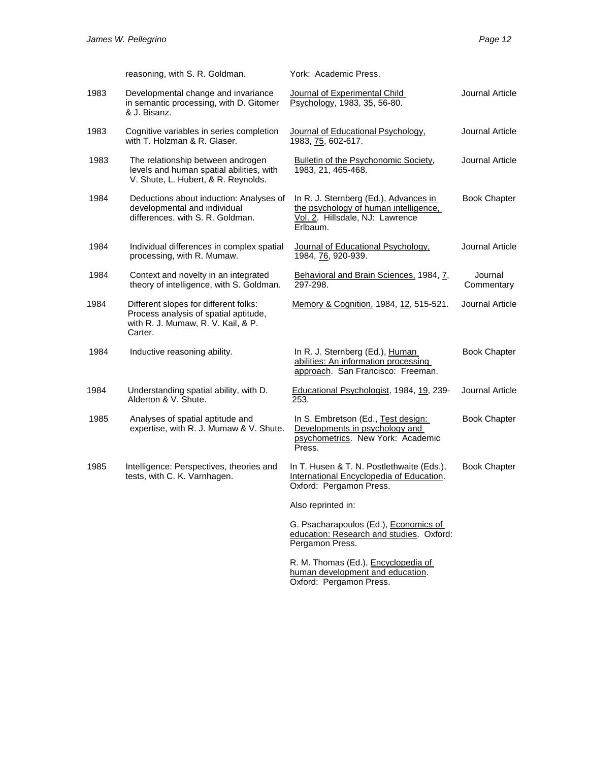| | | | |
|---|---|---|---|
| | reasoning, with S. R. Goldman. | York: Academic Press. | |
| 1983 | Developmental change and invariance in semantic processing, with D. Gitomer & J. Bisanz. | Journal of Experimental Child Psychology, 1983, 35, 56-80. | Journal Article |
| 1983 | Cognitive variables in series completion with T. Holzman & R. Glaser. | Journal of Educational Psychology, 1983, 75, 602-617. | Journal Article |
| 1983 | The relationship between androgen levels and human spatial abilities, with V. Shute, L. Hubert, & R. Reynolds. | Bulletin of the Psychonomic Society, 1983, 21, 465-468. | Journal Article |
| 1984 | Deductions about induction: Analyses of developmental and individual differences, with S. R. Goldman. | In R. J. Sternberg (Ed.), Advances in the psychology of human intelligence, Vol. 2. Hillsdale, NJ: Lawrence Erlbaum. | Book Chapter |
| 1984 | Individual differences in complex spatial processing, with R. Mumaw. | Journal of Educational Psychology, 1984, 76, 920-939. | Journal Article |
| 1984 | Context and novelty in an integrated theory of intelligence, with S. Goldman. | Behavioral and Brain Sciences, 1984, 7, 297-298. | Journal Commentary |
| 1984 | Different slopes for different folks: Process analysis of spatial aptitude, with R. J. Mumaw, R. V. Kail, & P. Carter. | Memory & Cognition, 1984, 12, 515-521. | Journal Article |
| 1984 | Inductive reasoning ability. | In R. J. Sternberg (Ed.), Human abilities: An information processing approach. San Francisco: Freeman. | Book Chapter |
| 1984 | Understanding spatial ability, with D. Alderton & V. Shute. | Educational Psychologist, 1984, 19, 239-253. | Journal Article |
| 1985 | Analyses of spatial aptitude and expertise, with R. J. Mumaw & V. Shute. | In S. Embretson (Ed., Test design: Developments in psychology and psychometrics. New York: Academic Press. | Book Chapter |
| 1985 | Intelligence: Perspectives, theories and tests, with C. K. Varnhagen. | In T. Husen & T. N. Postlethwaite (Eds.), International Encyclopedia of Education. Oxford: Pergamon Press.<br><br>Also reprinted in:<br><br>G. Psacharapoulos (Ed.), Economics of education: Research and studies. Oxford: Pergamon Press.<br><br>R. M. Thomas (Ed.), Encyclopedia of human development and education. Oxford: Pergamon Press. | Book Chapter |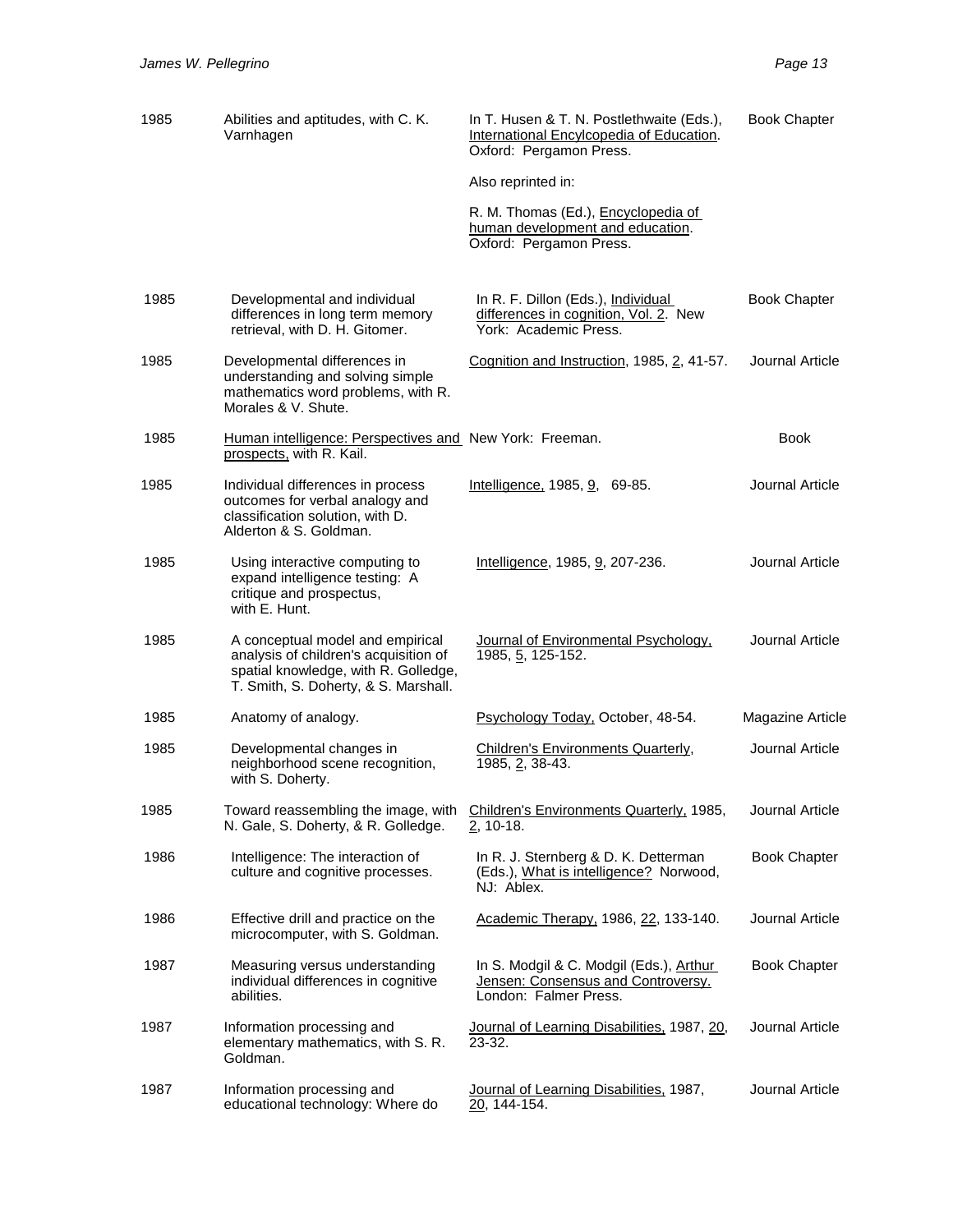| Year | Title | Publication | Type |
|---|---|---|---|
| 1985 | Abilities and aptitudes, with C. K. Varnhagen | In T. Husen & T. N. Postlethwaite (Eds.), International Encylcopedia of Education. Oxford: Pergamon Press.<br><br>Also reprinted in:<br><br>R. M. Thomas (Ed.), Encyclopedia of human development and education. Oxford: Pergamon Press. | Book Chapter |
| 1985 | Developmental and individual differences in long term memory retrieval, with D. H. Gitomer. | In R. F. Dillon (Eds.), Individual differences in cognition, Vol. 2. New York: Academic Press. | Book Chapter |
| 1985 | Developmental differences in understanding and solving simple mathematics word problems, with R. Morales & V. Shute. | Cognition and Instruction, 1985, 2, 41-57. | Journal Article |
| 1985 | Human intelligence: Perspectives and prospects, with R. Kail. | New York: Freeman. | Book |
| 1985 | Individual differences in process outcomes for verbal analogy and classification solution, with D. Alderton & S. Goldman. | Intelligence, 1985, 9, 69-85. | Journal Article |
| 1985 | Using interactive computing to expand intelligence testing: A critique and prospectus, with E. Hunt. | Intelligence, 1985, 9, 207-236. | Journal Article |
| 1985 | A conceptual model and empirical analysis of children's acquisition of spatial knowledge, with R. Golledge, T. Smith, S. Doherty, & S. Marshall. | Journal of Environmental Psychology, 1985, 5, 125-152. | Journal Article |
| 1985 | Anatomy of analogy. | Psychology Today, October, 48-54. | Magazine Article |
| 1985 | Developmental changes in neighborhood scene recognition, with S. Doherty. | Children's Environments Quarterly, 1985, 2, 38-43. | Journal Article |
| 1985 | Toward reassembling the image, with N. Gale, S. Doherty, & R. Golledge. | Children's Environments Quarterly, 1985, 2, 10-18. | Journal Article |
| 1986 | Intelligence: The interaction of culture and cognitive processes. | In R. J. Sternberg & D. K. Detterman (Eds.), What is intelligence? Norwood, NJ: Ablex. | Book Chapter |
| 1986 | Effective drill and practice on the microcomputer, with S. Goldman. | Academic Therapy, 1986, 22, 133-140. | Journal Article |
| 1987 | Measuring versus understanding individual differences in cognitive abilities. | In S. Modgil & C. Modgil (Eds.), Arthur Jensen: Consensus and Controversy. London: Falmer Press. | Book Chapter |
| 1987 | Information processing and elementary mathematics, with S. R. Goldman. | Journal of Learning Disabilities, 1987, 20, 23-32. | Journal Article |
| 1987 | Information processing and educational technology: Where do | Journal of Learning Disabilities, 1987, 20, 144-154. | Journal Article |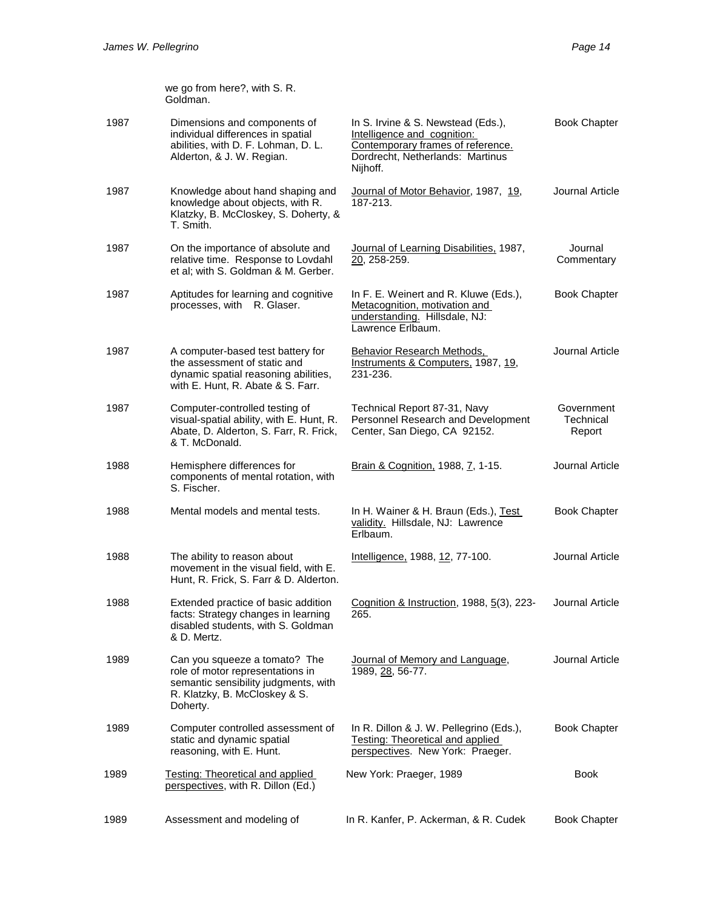| | we go from here?, with S. R. Goldman. | | |
|---|---|---|---|
| 1987 | Dimensions and components of individual differences in spatial abilities, with D. F. Lohman, D. L. Alderton, & J. W. Regian. | In S. Irvine & S. Newstead (Eds.), Intelligence and cognition: Contemporary frames of reference. Dordrecht, Netherlands: Martinus Nijhoff. | Book Chapter |
| 1987 | Knowledge about hand shaping and knowledge about objects, with R. Klatzky, B. McCloskey, S. Doherty, & T. Smith. | Journal of Motor Behavior, 1987, 19, 187-213. | Journal Article |
| 1987 | On the importance of absolute and relative time. Response to Lovdahl et al; with S. Goldman & M. Gerber. | Journal of Learning Disabilities, 1987, 20, 258-259. | Journal Commentary |
| 1987 | Aptitudes for learning and cognitive processes, with R. Glaser. | In F. E. Weinert and R. Kluwe (Eds.), Metacognition, motivation and understanding. Hillsdale, NJ: Lawrence Erlbaum. | Book Chapter |
| 1987 | A computer-based test battery for the assessment of static and dynamic spatial reasoning abilities, with E. Hunt, R. Abate & S. Farr. | Behavior Research Methods, Instruments & Computers, 1987, 19, 231-236. | Journal Article |
| 1987 | Computer-controlled testing of visual-spatial ability, with E. Hunt, R. Abate, D. Alderton, S. Farr, R. Frick, & T. McDonald. | Technical Report 87-31, Navy Personnel Research and Development Center, San Diego, CA 92152. | Government Technical Report |
| 1988 | Hemisphere differences for components of mental rotation, with S. Fischer. | Brain & Cognition, 1988, 7, 1-15. | Journal Article |
| 1988 | Mental models and mental tests. | In H. Wainer & H. Braun (Eds.), Test validity. Hillsdale, NJ: Lawrence Erlbaum. | Book Chapter |
| 1988 | The ability to reason about movement in the visual field, with E. Hunt, R. Frick, S. Farr & D. Alderton. | Intelligence, 1988, 12, 77-100. | Journal Article |
| 1988 | Extended practice of basic addition facts: Strategy changes in learning disabled students, with S. Goldman & D. Mertz. | Cognition & Instruction, 1988, 5(3), 223-265. | Journal Article |
| 1989 | Can you squeeze a tomato? The role of motor representations in semantic sensibility judgments, with R. Klatzky, B. McCloskey & S. Doherty. | Journal of Memory and Language, 1989, 28, 56-77. | Journal Article |
| 1989 | Computer controlled assessment of static and dynamic spatial reasoning, with E. Hunt. | In R. Dillon & J. W. Pellegrino (Eds.), Testing: Theoretical and applied perspectives. New York: Praeger. | Book Chapter |
| 1989 | Testing: Theoretical and applied perspectives, with R. Dillon (Ed.) | New York: Praeger, 1989 | Book |
| 1989 | Assessment and modeling of | In R. Kanfer, P. Ackerman, & R. Cudek | Book Chapter |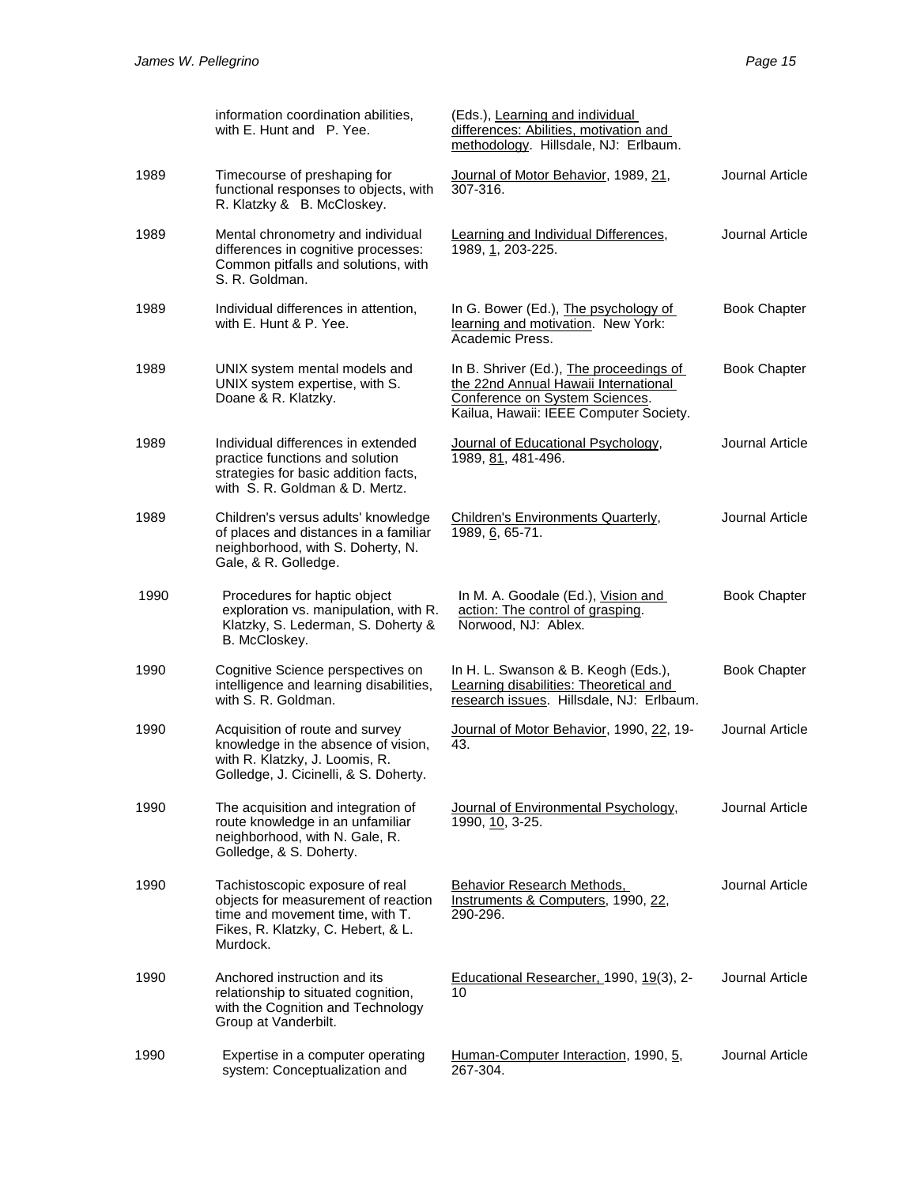| | | | |
|---|---|---|---|
| | information coordination abilities, with E. Hunt and P. Yee. | (Eds.), Learning and individual differences: Abilities, motivation and methodology. Hillsdale, NJ: Erlbaum. | |
| 1989 | Timecourse of preshaping for functional responses to objects, with R. Klatzky & B. McCloskey. | Journal of Motor Behavior, 1989, 21, 307-316. | Journal Article |
| 1989 | Mental chronometry and individual differences in cognitive processes: Common pitfalls and solutions, with S. R. Goldman. | Learning and Individual Differences, 1989, 1, 203-225. | Journal Article |
| 1989 | Individual differences in attention, with E. Hunt & P. Yee. | In G. Bower (Ed.), The psychology of learning and motivation. New York: Academic Press. | Book Chapter |
| 1989 | UNIX system mental models and UNIX system expertise, with S. Doane & R. Klatzky. | In B. Shriver (Ed.), The proceedings of the 22nd Annual Hawaii International Conference on System Sciences. Kailua, Hawaii: IEEE Computer Society. | Book Chapter |
| 1989 | Individual differences in extended practice functions and solution strategies for basic addition facts, with S. R. Goldman & D. Mertz. | Journal of Educational Psychology, 1989, 81, 481-496. | Journal Article |
| 1989 | Children's versus adults' knowledge of places and distances in a familiar neighborhood, with S. Doherty, N. Gale, & R. Golledge. | Children's Environments Quarterly, 1989, 6, 65-71. | Journal Article |
| 1990 | Procedures for haptic object exploration vs. manipulation, with R. Klatzky, S. Lederman, S. Doherty & B. McCloskey. | In M. A. Goodale (Ed.), Vision and action: The control of grasping. Norwood, NJ: Ablex. | Book Chapter |
| 1990 | Cognitive Science perspectives on intelligence and learning disabilities, with S. R. Goldman. | In H. L. Swanson & B. Keogh (Eds.), Learning disabilities: Theoretical and research issues. Hillsdale, NJ: Erlbaum. | Book Chapter |
| 1990 | Acquisition of route and survey knowledge in the absence of vision, with R. Klatzky, J. Loomis, R. Golledge, J. Cicinelli, & S. Doherty. | Journal of Motor Behavior, 1990, 22, 19-43. | Journal Article |
| 1990 | The acquisition and integration of route knowledge in an unfamiliar neighborhood, with N. Gale, R. Golledge, & S. Doherty. | Journal of Environmental Psychology, 1990, 10, 3-25. | Journal Article |
| 1990 | Tachistoscopic exposure of real objects for measurement of reaction time and movement time, with T. Fikes, R. Klatzky, C. Hebert, & L. Murdock. | Behavior Research Methods, Instruments & Computers, 1990, 22, 290-296. | Journal Article |
| 1990 | Anchored instruction and its relationship to situated cognition, with the Cognition and Technology Group at Vanderbilt. | Educational Researcher, 1990, 19(3), 2-10 | Journal Article |
| 1990 | Expertise in a computer operating system: Conceptualization and | Human-Computer Interaction, 1990, 5, 267-304. | Journal Article |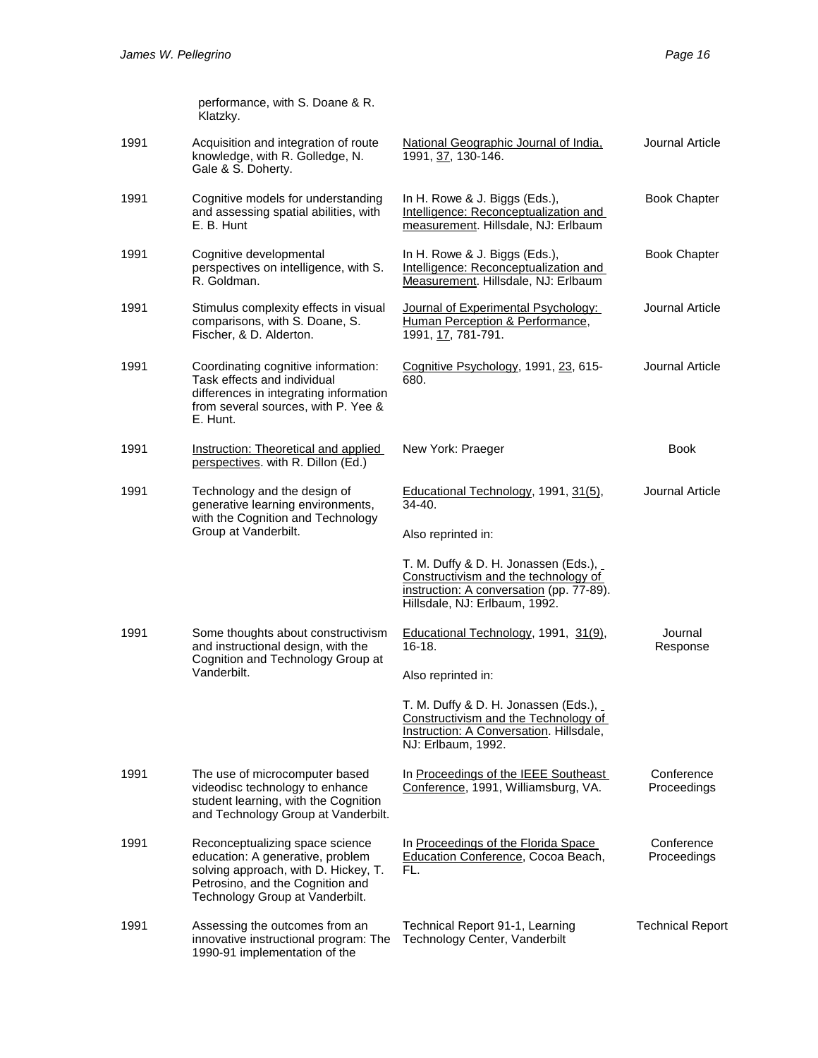| | | | |
|---|---|---|---|
| | performance, with S. Doane & R. Klatzky. | | |
| 1991 | Acquisition and integration of route knowledge, with R. Golledge, N. Gale & S. Doherty. | National Geographic Journal of India, 1991, 37, 130-146. | Journal Article |
| 1991 | Cognitive models for understanding and assessing spatial abilities, with E. B. Hunt | In H. Rowe & J. Biggs (Eds.), Intelligence: Reconceptualization and measurement. Hillsdale, NJ: Erlbaum | Book Chapter |
| 1991 | Cognitive developmental perspectives on intelligence, with S. R. Goldman. | In H. Rowe & J. Biggs (Eds.), Intelligence: Reconceptualization and Measurement. Hillsdale, NJ: Erlbaum | Book Chapter |
| 1991 | Stimulus complexity effects in visual comparisons, with S. Doane, S. Fischer, & D. Alderton. | Journal of Experimental Psychology: Human Perception & Performance, 1991, 17, 781-791. | Journal Article |
| 1991 | Coordinating cognitive information: Task effects and individual differences in integrating information from several sources, with P. Yee & E. Hunt. | Cognitive Psychology, 1991, 23, 615-680. | Journal Article |
| 1991 | Instruction: Theoretical and applied perspectives. with R. Dillon (Ed.) | New York: Praeger | Book |
| 1991 | Technology and the design of generative learning environments, with the Cognition and Technology Group at Vanderbilt. | Educational Technology, 1991, 31(5), 34-40.<br><br>Also reprinted in:<br><br>T. M. Duffy & D. H. Jonassen (Eds.), Constructivism and the technology of instruction: A conversation (pp. 77-89). Hillsdale, NJ: Erlbaum, 1992. | Journal Article |
| 1991 | Some thoughts about constructivism and instructional design, with the Cognition and Technology Group at Vanderbilt. | Educational Technology, 1991, 31(9), 16-18.<br><br>Also reprinted in:<br><br>T. M. Duffy & D. H. Jonassen (Eds.), Constructivism and the Technology of Instruction: A Conversation. Hillsdale, NJ: Erlbaum, 1992. | Journal Response |
| 1991 | The use of microcomputer based videodisc technology to enhance student learning, with the Cognition and Technology Group at Vanderbilt. | In Proceedings of the IEEE Southeast Conference, 1991, Williamsburg, VA. | Conference Proceedings |
| 1991 | Reconceptualizing space science education: A generative, problem solving approach, with D. Hickey, T. Petrosino, and the Cognition and Technology Group at Vanderbilt. | In Proceedings of the Florida Space Education Conference, Cocoa Beach, FL. | Conference Proceedings |
| 1991 | Assessing the outcomes from an innovative instructional program: The 1990-91 implementation of the | Technical Report 91-1, Learning Technology Center, Vanderbilt | Technical Report |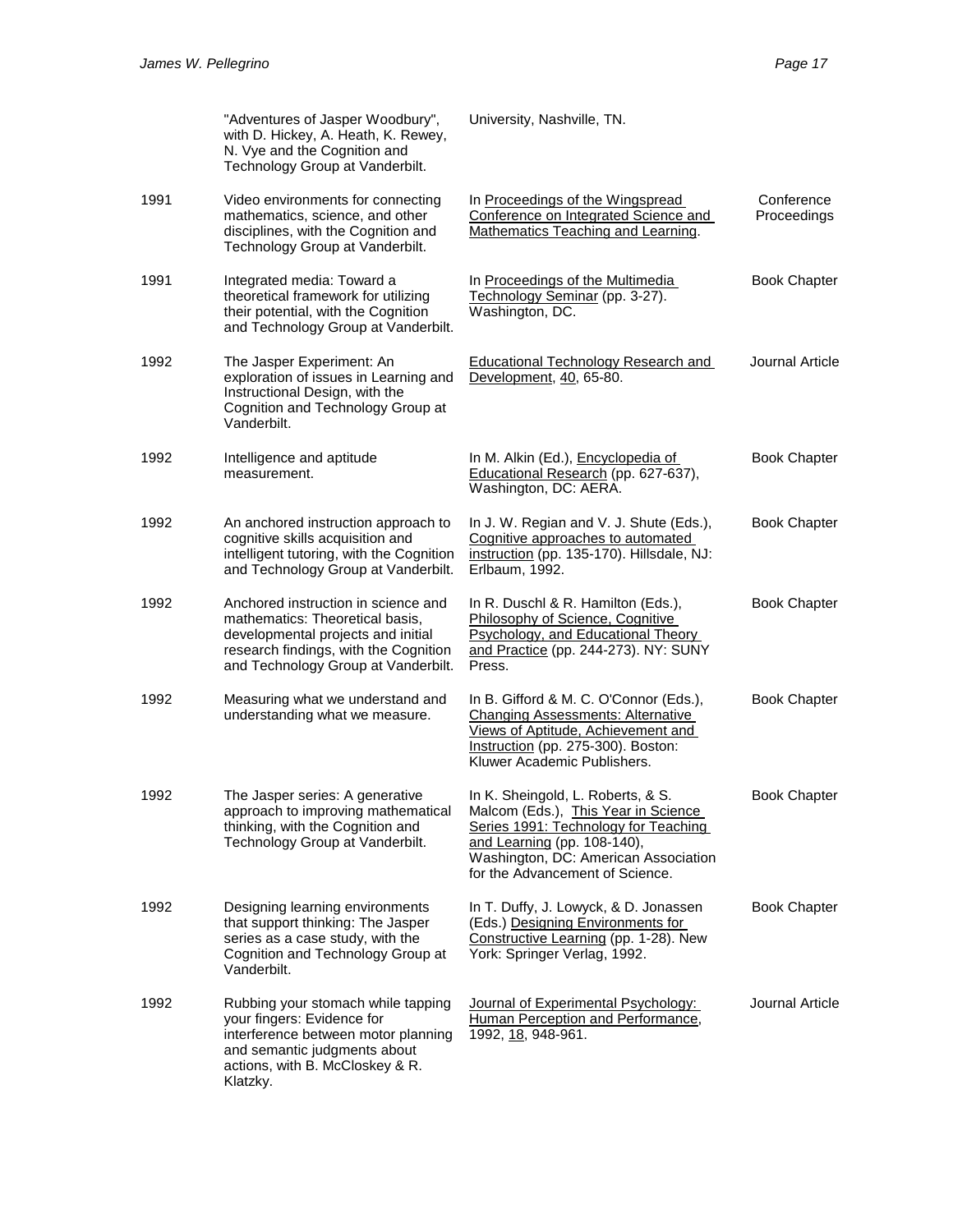| | | | |
|---|---|---|---|
| | "Adventures of Jasper Woodbury", with D. Hickey, A. Heath, K. Rewey, N. Vye and the Cognition and Technology Group at Vanderbilt. | University, Nashville, TN. | |
| 1991 | Video environments for connecting mathematics, science, and other disciplines, with the Cognition and Technology Group at Vanderbilt. | In Proceedings of the Wingspread Conference on Integrated Science and Mathematics Teaching and Learning. | Conference Proceedings |
| 1991 | Integrated media: Toward a theoretical framework for utilizing their potential, with the Cognition and Technology Group at Vanderbilt. | In Proceedings of the Multimedia Technology Seminar (pp. 3-27). Washington, DC. | Book Chapter |
| 1992 | The Jasper Experiment: An exploration of issues in Learning and Instructional Design, with the Cognition and Technology Group at Vanderbilt. | Educational Technology Research and Development, 40, 65-80. | Journal Article |
| 1992 | Intelligence and aptitude measurement. | In M. Alkin (Ed.), Encyclopedia of Educational Research (pp. 627-637), Washington, DC: AERA. | Book Chapter |
| 1992 | An anchored instruction approach to cognitive skills acquisition and intelligent tutoring, with the Cognition and Technology Group at Vanderbilt. | In J. W. Regian and V. J. Shute (Eds.), Cognitive approaches to automated instruction (pp. 135-170). Hillsdale, NJ: Erlbaum, 1992. | Book Chapter |
| 1992 | Anchored instruction in science and mathematics: Theoretical basis, developmental projects and initial research findings, with the Cognition and Technology Group at Vanderbilt. | In R. Duschl & R. Hamilton (Eds.), Philosophy of Science, Cognitive Psychology, and Educational Theory and Practice (pp. 244-273). NY: SUNY Press. | Book Chapter |
| 1992 | Measuring what we understand and understanding what we measure. | In B. Gifford & M. C. O'Connor (Eds.), Changing Assessments: Alternative Views of Aptitude, Achievement and Instruction (pp. 275-300). Boston: Kluwer Academic Publishers. | Book Chapter |
| 1992 | The Jasper series: A generative approach to improving mathematical thinking, with the Cognition and Technology Group at Vanderbilt. | In K. Sheingold, L. Roberts, & S. Malcom (Eds.), This Year in Science Series 1991: Technology for Teaching and Learning (pp. 108-140), Washington, DC: American Association for the Advancement of Science. | Book Chapter |
| 1992 | Designing learning environments that support thinking: The Jasper series as a case study, with the Cognition and Technology Group at Vanderbilt. | In T. Duffy, J. Lowyck, & D. Jonassen (Eds.) Designing Environments for Constructive Learning (pp. 1-28). New York: Springer Verlag, 1992. | Book Chapter |
| 1992 | Rubbing your stomach while tapping your fingers: Evidence for interference between motor planning and semantic judgments about actions, with B. McCloskey & R. Klatzky. | Journal of Experimental Psychology: Human Perception and Performance, 1992, 18, 948-961. | Journal Article |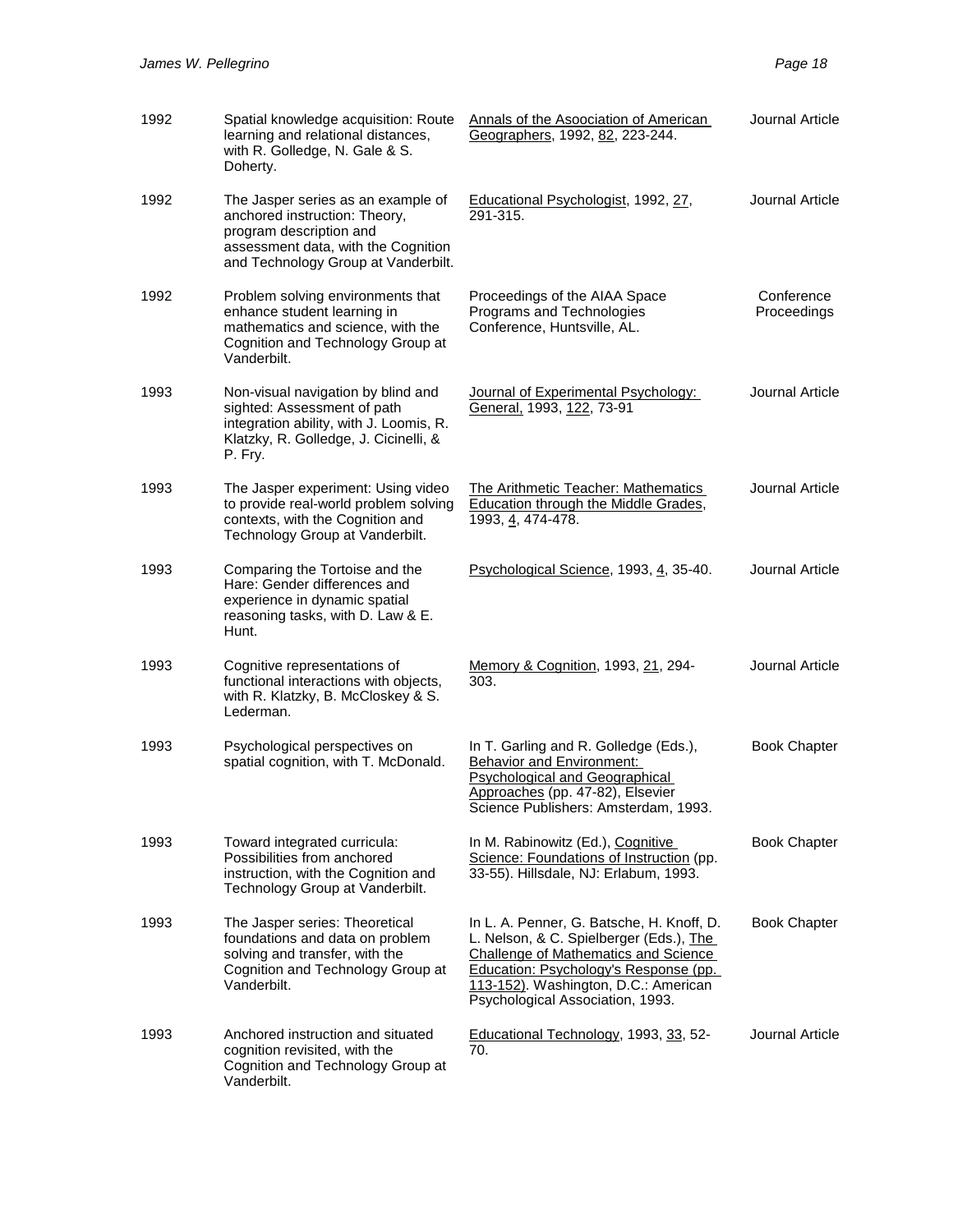| | | | |
|---|---|---|---|
| 1992 | Spatial knowledge acquisition: Route learning and relational distances, with R. Golledge, N. Gale & S. Doherty. | Annals of the Asoociation of American Geographers, 1992, 82, 223-244. | Journal Article |
| 1992 | The Jasper series as an example of anchored instruction: Theory, program description and assessment data, with the Cognition and Technology Group at Vanderbilt. | Educational Psychologist, 1992, 27, 291-315. | Journal Article |
| 1992 | Problem solving environments that enhance student learning in mathematics and science, with the Cognition and Technology Group at Vanderbilt. | Proceedings of the AIAA Space Programs and Technologies Conference, Huntsville, AL. | Conference Proceedings |
| 1993 | Non-visual navigation by blind and sighted: Assessment of path integration ability, with J. Loomis, R. Klatzky, R. Golledge, J. Cicinelli, & P. Fry. | Journal of Experimental Psychology: General, 1993, 122, 73-91 | Journal Article |
| 1993 | The Jasper experiment: Using video to provide real-world problem solving contexts, with the Cognition and Technology Group at Vanderbilt. | The Arithmetic Teacher: Mathematics Education through the Middle Grades, 1993, 4, 474-478. | Journal Article |
| 1993 | Comparing the Tortoise and the Hare: Gender differences and experience in dynamic spatial reasoning tasks, with D. Law & E. Hunt. | Psychological Science, 1993, 4, 35-40. | Journal Article |
| 1993 | Cognitive representations of functional interactions with objects, with R. Klatzky, B. McCloskey & S. Lederman. | Memory & Cognition, 1993, 21, 294-303. | Journal Article |
| 1993 | Psychological perspectives on spatial cognition, with T. McDonald. | In T. Garling and R. Golledge (Eds.), Behavior and Environment: Psychological and Geographical Approaches (pp. 47-82), Elsevier Science Publishers: Amsterdam, 1993. | Book Chapter |
| 1993 | Toward integrated curricula: Possibilities from anchored instruction, with the Cognition and Technology Group at Vanderbilt. | In M. Rabinowitz (Ed.), Cognitive Science: Foundations of Instruction (pp. 33-55). Hillsdale, NJ: Erlabum, 1993. | Book Chapter |
| 1993 | The Jasper series: Theoretical foundations and data on problem solving and transfer, with the Cognition and Technology Group at Vanderbilt. | In L. A. Penner, G. Batsche, H. Knoff, D. L. Nelson, & C. Spielberger (Eds.), The Challenge of Mathematics and Science Education: Psychology's Response (pp. 113-152). Washington, D.C.: American Psychological Association, 1993. | Book Chapter |
| 1993 | Anchored instruction and situated cognition revisited, with the Cognition and Technology Group at Vanderbilt. | Educational Technology, 1993, 33, 52-70. | Journal Article |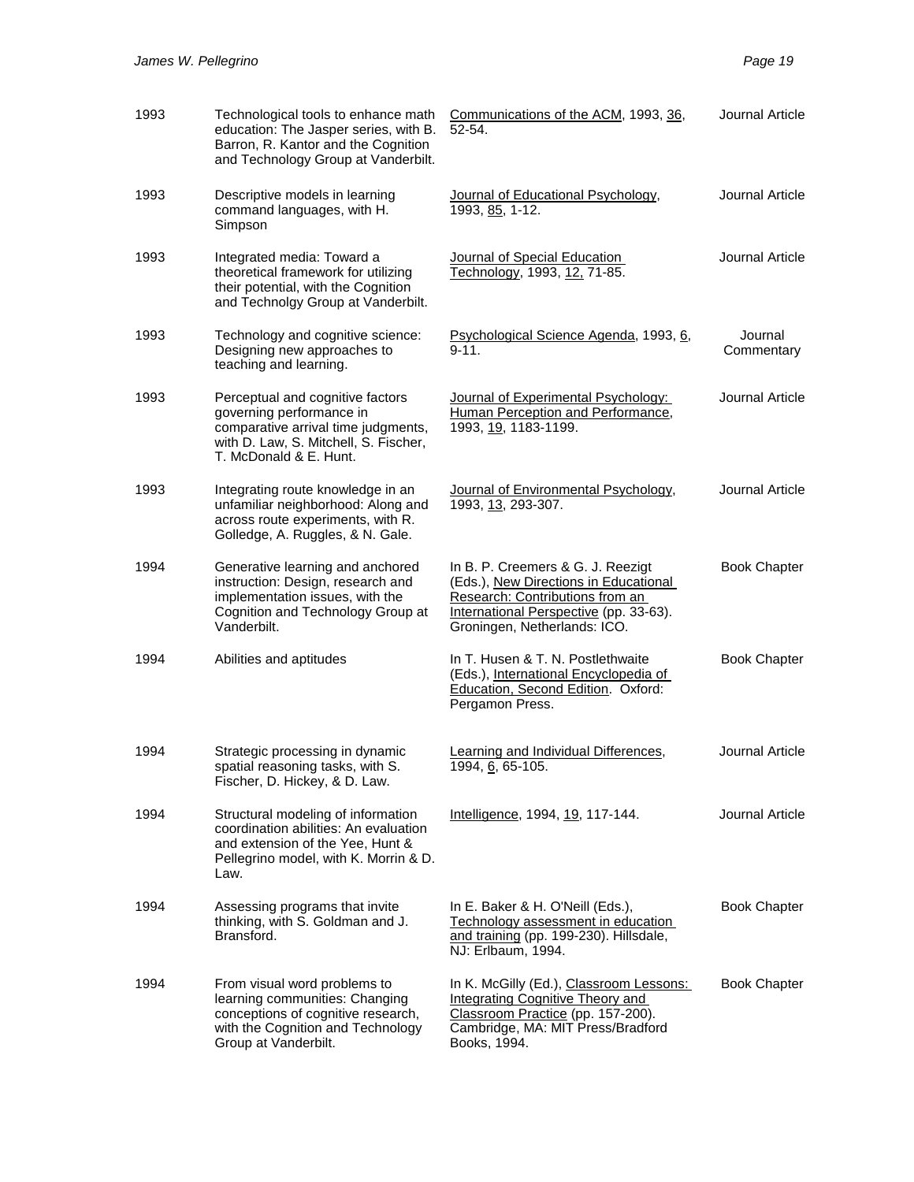| | | | |
|---|---|---|---|
| 1993 | Technological tools to enhance math education: The Jasper series, with B. Barron, R. Kantor and the Cognition and Technology Group at Vanderbilt. | Communications of the ACM, 1993, 36, 52-54. | Journal Article |
| 1993 | Descriptive models in learning command languages, with H. Simpson | Journal of Educational Psychology, 1993, 85, 1-12. | Journal Article |
| 1993 | Integrated media: Toward a theoretical framework for utilizing their potential, with the Cognition and Technolgy Group at Vanderbilt. | Journal of Special Education Technology, 1993, 12, 71-85. | Journal Article |
| 1993 | Technology and cognitive science: Designing new approaches to teaching and learning. | Psychological Science Agenda, 1993, 6, 9-11. | Journal Commentary |
| 1993 | Perceptual and cognitive factors governing performance in comparative arrival time judgments, with D. Law, S. Mitchell, S. Fischer, T. McDonald & E. Hunt. | Journal of Experimental Psychology: Human Perception and Performance, 1993, 19, 1183-1199. | Journal Article |
| 1993 | Integrating route knowledge in an unfamiliar neighborhood: Along and across route experiments, with R. Golledge, A. Ruggles, & N. Gale. | Journal of Environmental Psychology, 1993, 13, 293-307. | Journal Article |
| 1994 | Generative learning and anchored instruction: Design, research and implementation issues, with the Cognition and Technology Group at Vanderbilt. | In B. P. Creemers & G. J. Reezigt (Eds.), New Directions in Educational Research: Contributions from an International Perspective (pp. 33-63). Groningen, Netherlands: ICO. | Book Chapter |
| 1994 | Abilities and aptitudes | In T. Husen & T. N. Postlethwaite (Eds.), International Encyclopedia of Education, Second Edition. Oxford: Pergamon Press. | Book Chapter |
| 1994 | Strategic processing in dynamic spatial reasoning tasks, with S. Fischer, D. Hickey, & D. Law. | Learning and Individual Differences, 1994, 6, 65-105. | Journal Article |
| 1994 | Structural modeling of information coordination abilities: An evaluation and extension of the Yee, Hunt & Pellegrino model, with K. Morrin & D. Law. | Intelligence, 1994, 19, 117-144. | Journal Article |
| 1994 | Assessing programs that invite thinking, with S. Goldman and J. Bransford. | In E. Baker & H. O'Neill (Eds.), Technology assessment in education and training (pp. 199-230). Hillsdale, NJ: Erlbaum, 1994. | Book Chapter |
| 1994 | From visual word problems to learning communities: Changing conceptions of cognitive research, with the Cognition and Technology Group at Vanderbilt. | In K. McGilly (Ed.), Classroom Lessons: Integrating Cognitive Theory and Classroom Practice (pp. 157-200). Cambridge, MA: MIT Press/Bradford Books, 1994. | Book Chapter |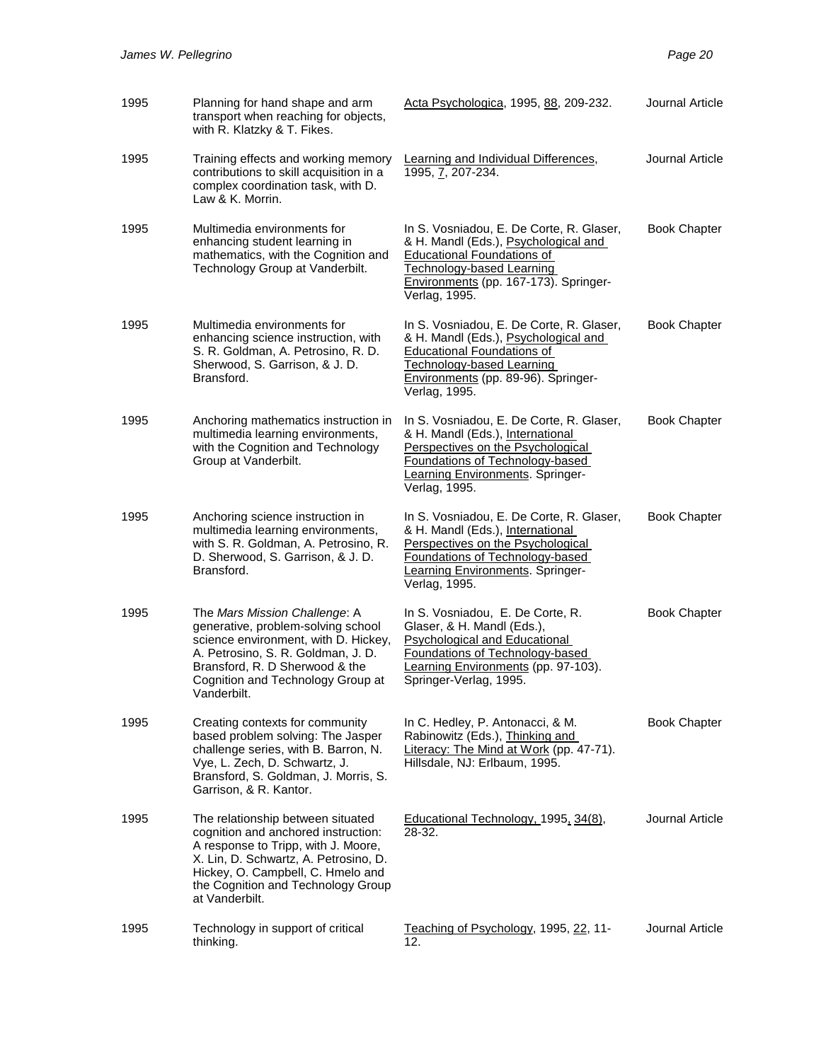| | | | |
|---|---|---|---|
| 1995 | Planning for hand shape and arm transport when reaching for objects, with R. Klatzky & T. Fikes. | Acta Psychologica, 1995, 88, 209-232. | Journal Article |
| 1995 | Training effects and working memory contributions to skill acquisition in a complex coordination task, with D. Law & K. Morrin. | Learning and Individual Differences, 1995, 7, 207-234. | Journal Article |
| 1995 | Multimedia environments for enhancing student learning in mathematics, with the Cognition and Technology Group at Vanderbilt. | In S. Vosniadou, E. De Corte, R. Glaser, & H. Mandl (Eds.), Psychological and Educational Foundations of Technology-based Learning Environments (pp. 167-173). Springer-Verlag, 1995. | Book Chapter |
| 1995 | Multimedia environments for enhancing science instruction, with S. R. Goldman, A. Petrosino, R. D. Sherwood, S. Garrison, & J. D. Bransford. | In S. Vosniadou, E. De Corte, R. Glaser, & H. Mandl (Eds.), Psychological and Educational Foundations of Technology-based Learning Environments (pp. 89-96). Springer-Verlag, 1995. | Book Chapter |
| 1995 | Anchoring mathematics instruction in multimedia learning environments, with the Cognition and Technology Group at Vanderbilt. | In S. Vosniadou, E. De Corte, R. Glaser, & H. Mandl (Eds.), International Perspectives on the Psychological Foundations of Technology-based Learning Environments. Springer-Verlag, 1995. | Book Chapter |
| 1995 | Anchoring science instruction in multimedia learning environments, with S. R. Goldman, A. Petrosino, R. D. Sherwood, S. Garrison, & J. D. Bransford. | In S. Vosniadou, E. De Corte, R. Glaser, & H. Mandl (Eds.), International Perspectives on the Psychological Foundations of Technology-based Learning Environments. Springer-Verlag, 1995. | Book Chapter |
| 1995 | The *Mars Mission Challenge*: A generative, problem-solving school science environment, with D. Hickey, A. Petrosino, S. R. Goldman, J. D. Bransford, R. D Sherwood & the Cognition and Technology Group at Vanderbilt. | In S. Vosniadou, E. De Corte, R. Glaser, & H. Mandl (Eds.), Psychological and Educational Foundations of Technology-based Learning Environments (pp. 97-103). Springer-Verlag, 1995. | Book Chapter |
| 1995 | Creating contexts for community based problem solving: The Jasper challenge series, with B. Barron, N. Vye, L. Zech, D. Schwartz, J. Bransford, S. Goldman, J. Morris, S. Garrison, & R. Kantor. | In C. Hedley, P. Antonacci, & M. Rabinowitz (Eds.), Thinking and Literacy: The Mind at Work (pp. 47-71). Hillsdale, NJ: Erlbaum, 1995. | Book Chapter |
| 1995 | The relationship between situated cognition and anchored instruction: A response to Tripp, with J. Moore, X. Lin, D. Schwartz, A. Petrosino, D. Hickey, O. Campbell, C. Hmelo and the Cognition and Technology Group at Vanderbilt. | Educational Technology, 1995, 34(8), 28-32. | Journal Article |
| 1995 | Technology in support of critical thinking. | Teaching of Psychology, 1995, 22, 11-12. | Journal Article |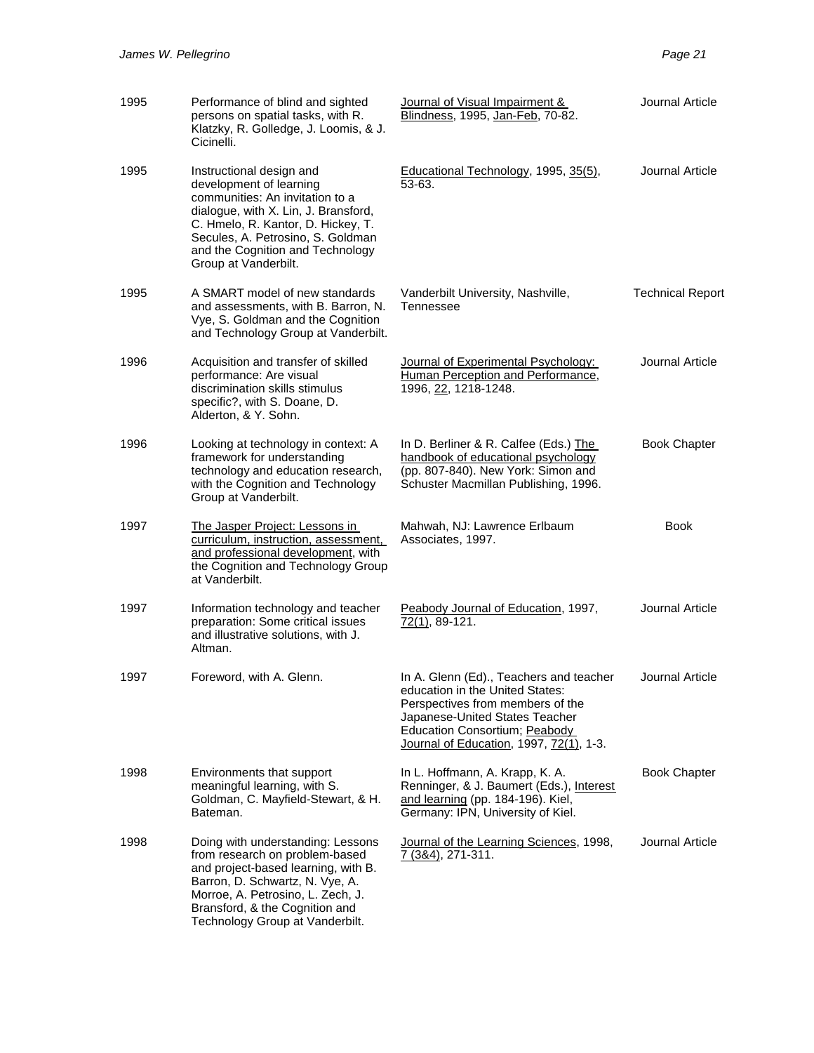| | | | |
|---|---|---|---|
| 1995 | Performance of blind and sighted persons on spatial tasks, with R. Klatzky, R. Golledge, J. Loomis, & J. Cicinelli. | Journal of Visual Impairment & Blindness, 1995, Jan-Feb, 70-82. | Journal Article |
| 1995 | Instructional design and development of learning communities: An invitation to a dialogue, with X. Lin, J. Bransford, C. Hmelo, R. Kantor, D. Hickey, T. Secules, A. Petrosino, S. Goldman and the Cognition and Technology Group at Vanderbilt. | Educational Technology, 1995, 35(5), 53-63. | Journal Article |
| 1995 | A SMART model of new standards and assessments, with B. Barron, N. Vye, S. Goldman and the Cognition and Technology Group at Vanderbilt. | Vanderbilt University, Nashville, Tennessee | Technical Report |
| 1996 | Acquisition and transfer of skilled performance: Are visual discrimination skills stimulus specific?, with S. Doane, D. Alderton, & Y. Sohn. | Journal of Experimental Psychology: Human Perception and Performance, 1996, 22, 1218-1248. | Journal Article |
| 1996 | Looking at technology in context: A framework for understanding technology and education research, with the Cognition and Technology Group at Vanderbilt. | In D. Berliner & R. Calfee (Eds.) The handbook of educational psychology (pp. 807-840). New York: Simon and Schuster Macmillan Publishing, 1996. | Book Chapter |
| 1997 | The Jasper Project: Lessons in curriculum, instruction, assessment, and professional development, with the Cognition and Technology Group at Vanderbilt. | Mahwah, NJ: Lawrence Erlbaum Associates, 1997. | Book |
| 1997 | Information technology and teacher preparation: Some critical issues and illustrative solutions, with J. Altman. | Peabody Journal of Education, 1997, 72(1), 89-121. | Journal Article |
| 1997 | Foreword, with A. Glenn. | In A. Glenn (Ed)., Teachers and teacher education in the United States: Perspectives from members of the Japanese-United States Teacher Education Consortium; Peabody Journal of Education, 1997, 72(1), 1-3. | Journal Article |
| 1998 | Environments that support meaningful learning, with S. Goldman, C. Mayfield-Stewart, & H. Bateman. | In L. Hoffmann, A. Krapp, K. A. Renninger, & J. Baumert (Eds.), Interest and learning (pp. 184-196). Kiel, Germany: IPN, University of Kiel. | Book Chapter |
| 1998 | Doing with understanding: Lessons from research on problem-based and project-based learning, with B. Barron, D. Schwartz, N. Vye, A. Morroe, A. Petrosino, L. Zech, J. Bransford, & the Cognition and Technology Group at Vanderbilt. | Journal of the Learning Sciences, 1998, 7 (3&4), 271-311. | Journal Article |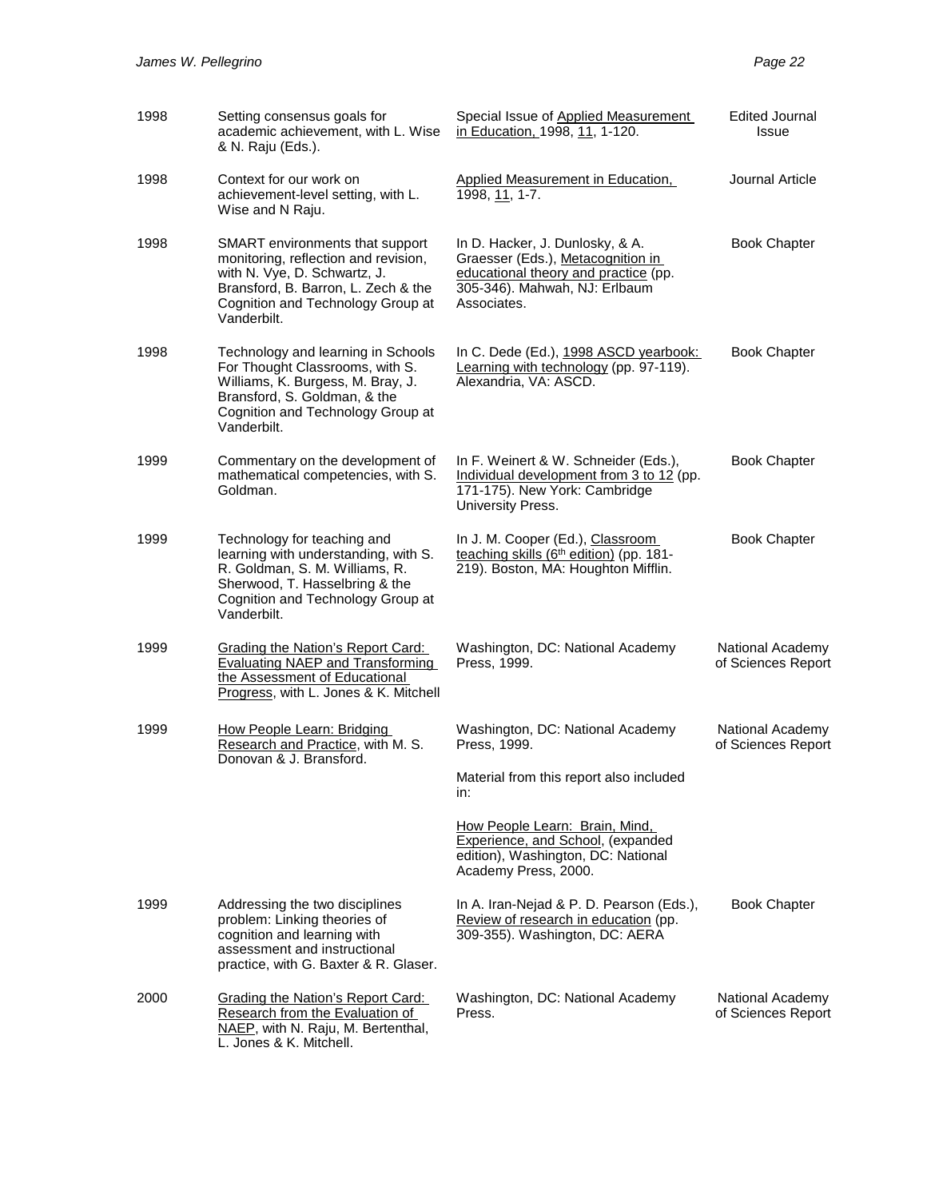| | | | |
|---|---|---|---|
| 1998 | Setting consensus goals for academic achievement, with L. Wise & N. Raju (Eds.). | Special Issue of Applied Measurement in Education, 1998, 11, 1-120. | Edited Journal Issue |
| 1998 | Context for our work on achievement-level setting, with L. Wise and N Raju. | Applied Measurement in Education, 1998, 11, 1-7. | Journal Article |
| 1998 | SMART environments that support monitoring, reflection and revision, with N. Vye, D. Schwartz, J. Bransford, B. Barron, L. Zech & the Cognition and Technology Group at Vanderbilt. | In D. Hacker, J. Dunlosky, & A. Graesser (Eds.), Metacognition in educational theory and practice (pp. 305-346). Mahwah, NJ: Erlbaum Associates. | Book Chapter |
| 1998 | Technology and learning in Schools For Thought Classrooms, with S. Williams, K. Burgess, M. Bray, J. Bransford, S. Goldman, & the Cognition and Technology Group at Vanderbilt. | In C. Dede (Ed.), 1998 ASCD yearbook: Learning with technology (pp. 97-119). Alexandria, VA: ASCD. | Book Chapter |
| 1999 | Commentary on the development of mathematical competencies, with S. Goldman. | In F. Weinert & W. Schneider (Eds.), Individual development from 3 to 12 (pp. 171-175). New York: Cambridge University Press. | Book Chapter |
| 1999 | Technology for teaching and learning with understanding, with S. R. Goldman, S. M. Williams, R. Sherwood, T. Hasselbring & the Cognition and Technology Group at Vanderbilt. | In J. M. Cooper (Ed.), Classroom teaching skills (6th edition) (pp. 181-219). Boston, MA: Houghton Mifflin. | Book Chapter |
| 1999 | Grading the Nation's Report Card: Evaluating NAEP and Transforming the Assessment of Educational Progress, with L. Jones & K. Mitchell | Washington, DC: National Academy Press, 1999. | National Academy of Sciences Report |
| 1999 | How People Learn: Bridging Research and Practice, with M. S. Donovan & J. Bransford. | Washington, DC: National Academy Press, 1999. Material from this report also included in: How People Learn: Brain, Mind, Experience, and School, (expanded edition), Washington, DC: National Academy Press, 2000. | National Academy of Sciences Report |
| 1999 | Addressing the two disciplines problem: Linking theories of cognition and learning with assessment and instructional practice, with G. Baxter & R. Glaser. | In A. Iran-Nejad & P. D. Pearson (Eds.), Review of research in education (pp. 309-355). Washington, DC: AERA | Book Chapter |
| 2000 | Grading the Nation's Report Card: Research from the Evaluation of NAEP, with N. Raju, M. Bertenthal, L. Jones & K. Mitchell. | Washington, DC: National Academy Press. | National Academy of Sciences Report |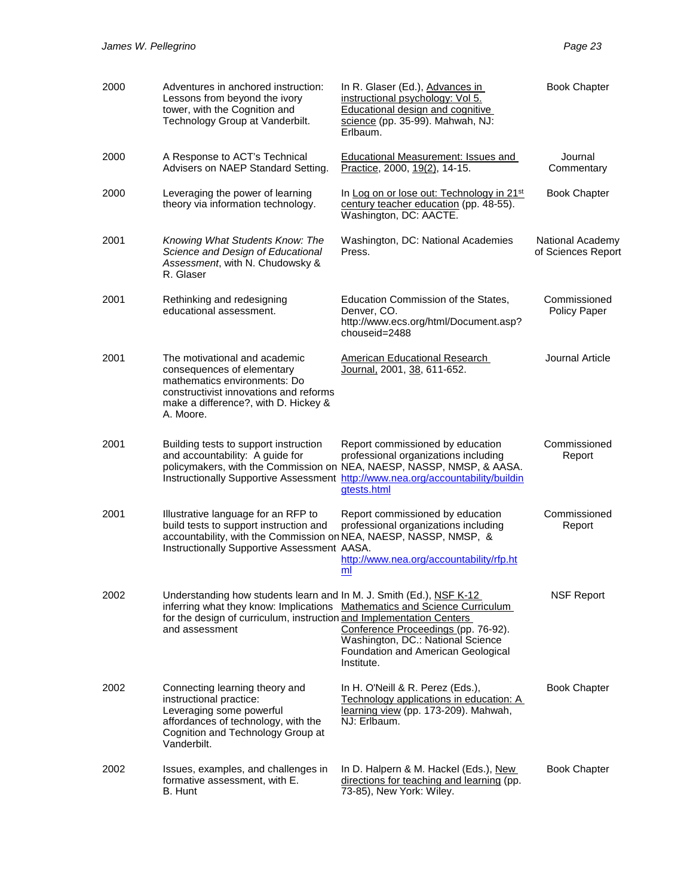| | | | |
|---|---|---|---|
| 2000 | Adventures in anchored instruction: Lessons from beyond the ivory tower, with the Cognition and Technology Group at Vanderbilt. | In R. Glaser (Ed.), Advances in instructional psychology: Vol 5. Educational design and cognitive science (pp. 35-99). Mahwah, NJ: Erlbaum. | Book Chapter |
| 2000 | A Response to ACT's Technical Advisers on NAEP Standard Setting. | Educational Measurement: Issues and Practice, 2000, 19(2), 14-15. | Journal Commentary |
| 2000 | Leveraging the power of learning theory via information technology. | In Log on or lose out: Technology in 21st century teacher education (pp. 48-55). Washington, DC: AACTE. | Book Chapter |
| 2001 | *Knowing What Students Know: The Science and Design of Educational Assessment*, with N. Chudowsky & R. Glaser | Washington, DC: National Academies Press. | National Academy of Sciences Report |
| 2001 | Rethinking and redesigning educational assessment. | Education Commission of the States, Denver, CO. http://www.ecs.org/html/Document.asp?chouseid=2488 | Commissioned Policy Paper |
| 2001 | The motivational and academic consequences of elementary mathematics environments: Do constructivist innovations and reforms make a difference?, with D. Hickey & A. Moore. | American Educational Research Journal, 2001, 38, 611-652. | Journal Article |
| 2001 | Building tests to support instruction and accountability: A guide for policymakers, with the Commission on Instructionally Supportive Assessment | Report commissioned by education professional organizations including NEA, NAESP, NASSP, NMSP, & AASA. http://www.nea.org/accountability/buildingtests.html | Commissioned Report |
| 2001 | Illustrative language for an RFP to build tests to support instruction and accountability, with the Commission on Instructionally Supportive Assessment | Report commissioned by education professional organizations including NEA, NAESP, NASSP, NMSP, & AASA. http://www.nea.org/accountability/rfp.html | Commissioned Report |
| 2002 | Understanding how students learn and inferring what they know: Implications for the design of curriculum, instruction and assessment | In M. J. Smith (Ed.), NSF K-12 Mathematics and Science Curriculum and Implementation Centers Conference Proceedings (pp. 76-92). Washington, DC.: National Science Foundation and American Geological Institute. | NSF Report |
| 2002 | Connecting learning theory and instructional practice: Leveraging some powerful affordances of technology, with the Cognition and Technology Group at Vanderbilt. | In H. O'Neill & R. Perez (Eds.), Technology applications in education: A learning view (pp. 173-209). Mahwah, NJ: Erlbaum. | Book Chapter |
| 2002 | Issues, examples, and challenges in formative assessment, with E. B. Hunt | In D. Halpern & M. Hackel (Eds.), New directions for teaching and learning (pp. 73-85), New York: Wiley. | Book Chapter |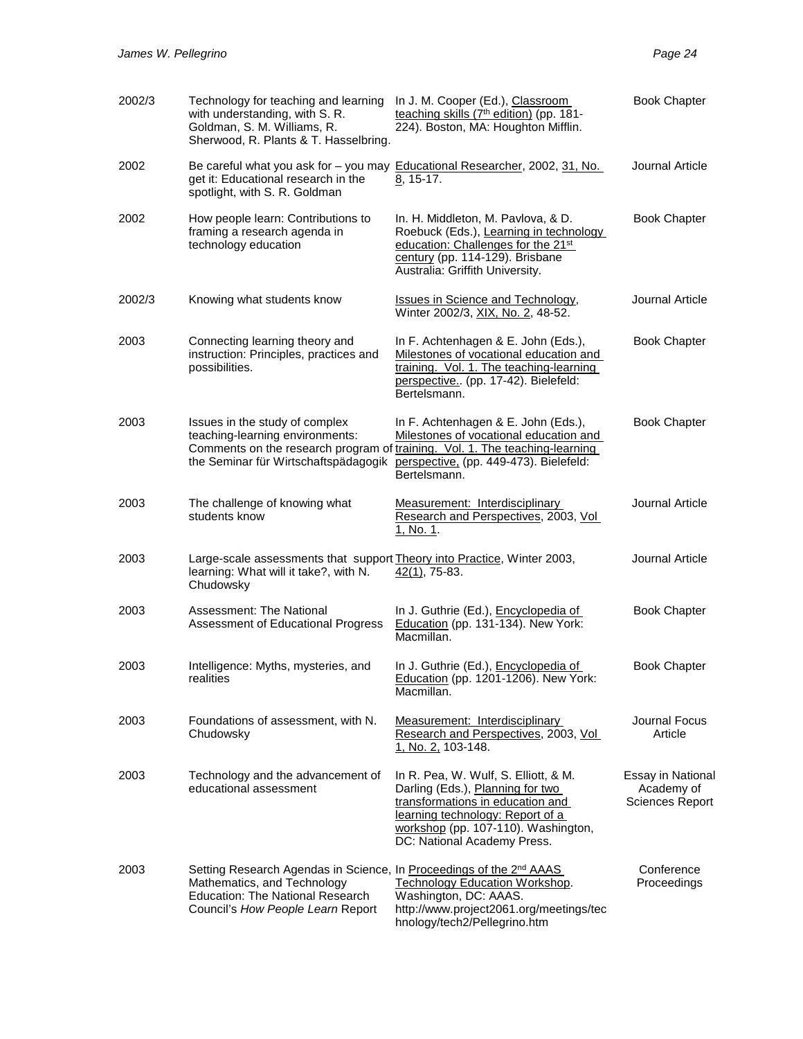| | | | |
|---|---|---|---|
| 2002/3 | Technology for teaching and learning with understanding, with S. R. Goldman, S. M. Williams, R. Sherwood, R. Plants & T. Hasselbring. | In J. M. Cooper (Ed.), Classroom teaching skills (7th edition) (pp. 181-224). Boston, MA: Houghton Mifflin. | Book Chapter |
| 2002 | Be careful what you ask for – you may get it: Educational research in the spotlight, with S. R. Goldman | Educational Researcher, 2002, 31, No. 8, 15-17. | Journal Article |
| 2002 | How people learn: Contributions to framing a research agenda in technology education | In. H. Middleton, M. Pavlova, & D. Roebuck (Eds.), Learning in technology education: Challenges for the 21st century (pp. 114-129). Brisbane Australia: Griffith University. | Book Chapter |
| 2002/3 | Knowing what students know | Issues in Science and Technology, Winter 2002/3, XIX, No. 2, 48-52. | Journal Article |
| 2003 | Connecting learning theory and instruction: Principles, practices and possibilities. | In F. Achtenhagen & E. John (Eds.), Milestones of vocational education and training. Vol. 1. The teaching-learning perspective.. (pp. 17-42). Bielefeld: Bertelsmann. | Book Chapter |
| 2003 | Issues in the study of complex teaching-learning environments: Comments on the research program of the Seminar für Wirtschaftspädagogik | In F. Achtenhagen & E. John (Eds.), Milestones of vocational education and training. Vol. 1. The teaching-learning perspective, (pp. 449-473). Bielefeld: Bertelsmann. | Book Chapter |
| 2003 | The challenge of knowing what students know | Measurement: Interdisciplinary Research and Perspectives, 2003, Vol 1, No. 1. | Journal Article |
| 2003 | Large-scale assessments that support learning: What will it take?, with N. Chudowsky | Theory into Practice, Winter 2003, 42(1), 75-83. | Journal Article |
| 2003 | Assessment: The National Assessment of Educational Progress | In J. Guthrie (Ed.), Encyclopedia of Education (pp. 131-134). New York: Macmillan. | Book Chapter |
| 2003 | Intelligence: Myths, mysteries, and realities | In J. Guthrie (Ed.), Encyclopedia of Education (pp. 1201-1206). New York: Macmillan. | Book Chapter |
| 2003 | Foundations of assessment, with N. Chudowsky | Measurement: Interdisciplinary Research and Perspectives, 2003, Vol 1, No. 2, 103-148. | Journal Focus Article |
| 2003 | Technology and the advancement of educational assessment | In R. Pea, W. Wulf, S. Elliott, & M. Darling (Eds.), Planning for two transformations in education and learning technology: Report of a workshop (pp. 107-110). Washington, DC: National Academy Press. | Essay in National Academy of Sciences Report |
| 2003 | Setting Research Agendas in Science, Mathematics, and Technology Education: The National Research Council's *How People Learn* Report | In Proceedings of the 2nd AAAS Technology Education Workshop. Washington, DC: AAAS. http://www.project2061.org/meetings/technology/tech2/Pellegrino.htm | Conference Proceedings |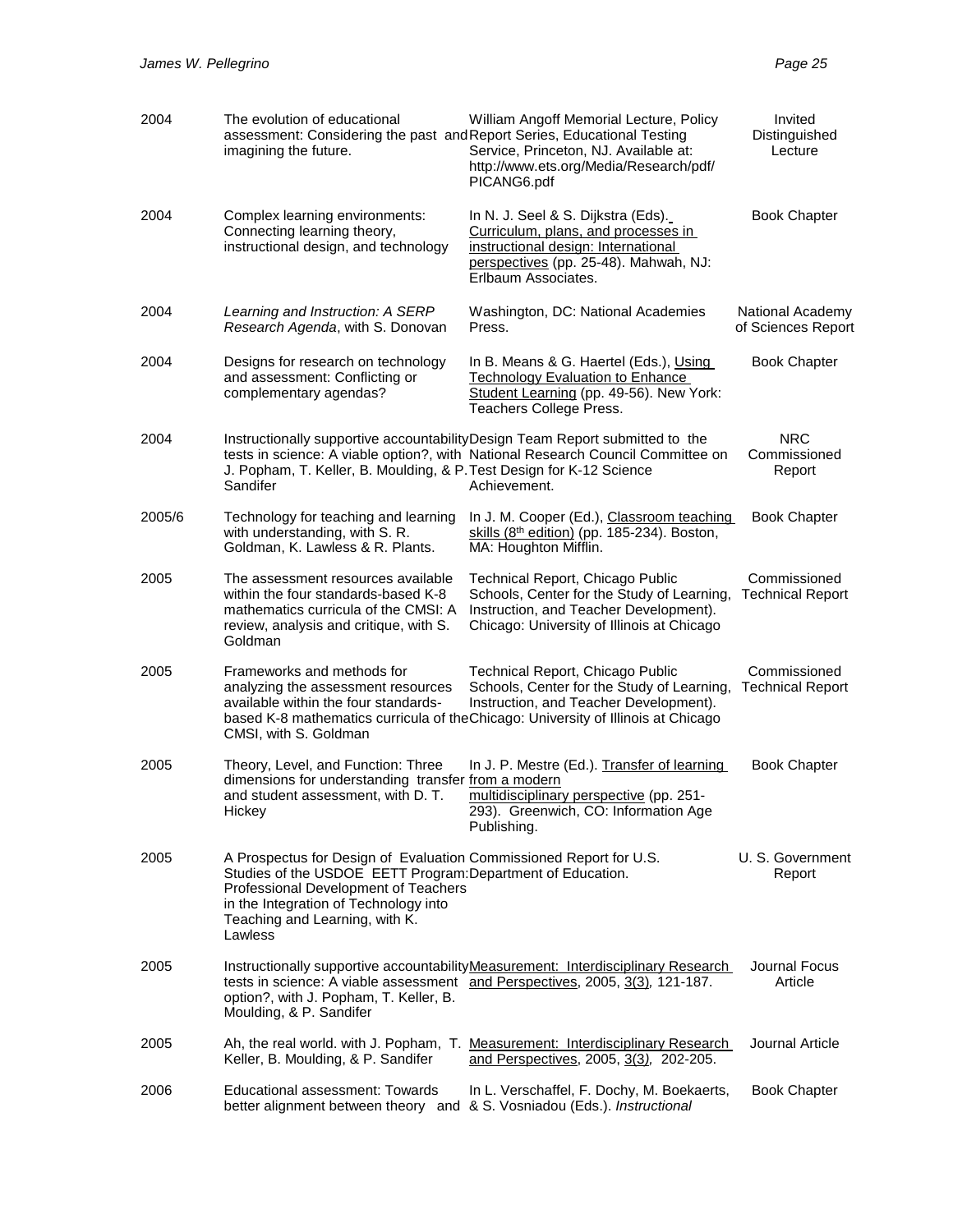| | | | |
|---|---|---|---|
| 2004 | The evolution of educational assessment: Considering the past and imagining the future. | William Angoff Memorial Lecture, Policy Report Series, Educational Testing Service, Princeton, NJ. Available at: http://www.ets.org/Media/Research/pdf/PICANG6.pdf | Invited Distinguished Lecture |
| 2004 | Complex learning environments: Connecting learning theory, instructional design, and technology | In N. J. Seel & S. Dijkstra (Eds). Curriculum, plans, and processes in instructional design: International perspectives (pp. 25-48). Mahwah, NJ: Erlbaum Associates. | Book Chapter |
| 2004 | *Learning and Instruction: A SERP Research Agenda*, with S. Donovan | Washington, DC: National Academies Press. | National Academy of Sciences Report |
| 2004 | Designs for research on technology and assessment: Conflicting or complementary agendas? | In B. Means & G. Haertel (Eds.), Using Technology Evaluation to Enhance Student Learning (pp. 49-56). New York: Teachers College Press. | Book Chapter |
| 2004 | Instructionally supportive accountability tests in science: A viable option?, with J. Popham, T. Keller, B. Moulding, & P. Sandifer | Design Team Report submitted to the National Research Council Committee on Test Design for K-12 Science Achievement. | NRC Commissioned Report |
| 2005/6 | Technology for teaching and learning with understanding, with S. R. Goldman, K. Lawless & R. Plants. | In J. M. Cooper (Ed.), Classroom teaching skills (8th edition) (pp. 185-234). Boston, MA: Houghton Mifflin. | Book Chapter |
| 2005 | The assessment resources available within the four standards-based K-8 mathematics curricula of the CMSI: A review, analysis and critique, with S. Goldman | Technical Report, Chicago Public Schools, Center for the Study of Learning, Instruction, and Teacher Development). Chicago: University of Illinois at Chicago | Commissioned Technical Report |
| 2005 | Frameworks and methods for analyzing the assessment resources available within the four standards-based K-8 mathematics curricula of the CMSI, with S. Goldman | Technical Report, Chicago Public Schools, Center for the Study of Learning, Instruction, and Teacher Development). Chicago: University of Illinois at Chicago | Commissioned Technical Report |
| 2005 | Theory, Level, and Function: Three dimensions for understanding transfer and student assessment, with D. T. Hickey | In J. P. Mestre (Ed.). Transfer of learning from a modern multidisciplinary perspective (pp. 251-293). Greenwich, CO: Information Age Publishing. | Book Chapter |
| 2005 | A Prospectus for Design of Evaluation Studies of the USDOE EETT Program: Professional Development of Teachers in the Integration of Technology into Teaching and Learning, with K. Lawless | Commissioned Report for U.S. Department of Education. | U. S. Government Report |
| 2005 | Instructionally supportive accountability tests in science: A viable assessment option?, with J. Popham, T. Keller, B. Moulding, & P. Sandifer | Measurement: Interdisciplinary Research and Perspectives, 2005, 3(3), 121-187. | Journal Focus Article |
| 2005 | Ah, the real world. with J. Popham, T. Keller, B. Moulding, & P. Sandifer | Measurement: Interdisciplinary Research and Perspectives, 2005, 3(3), 202-205. | Journal Article |
| 2006 | Educational assessment: Towards better alignment between theory and | In L. Verschaffel, F. Dochy, M. Boekaerts, & S. Vosniadou (Eds.). *Instructional* | Book Chapter |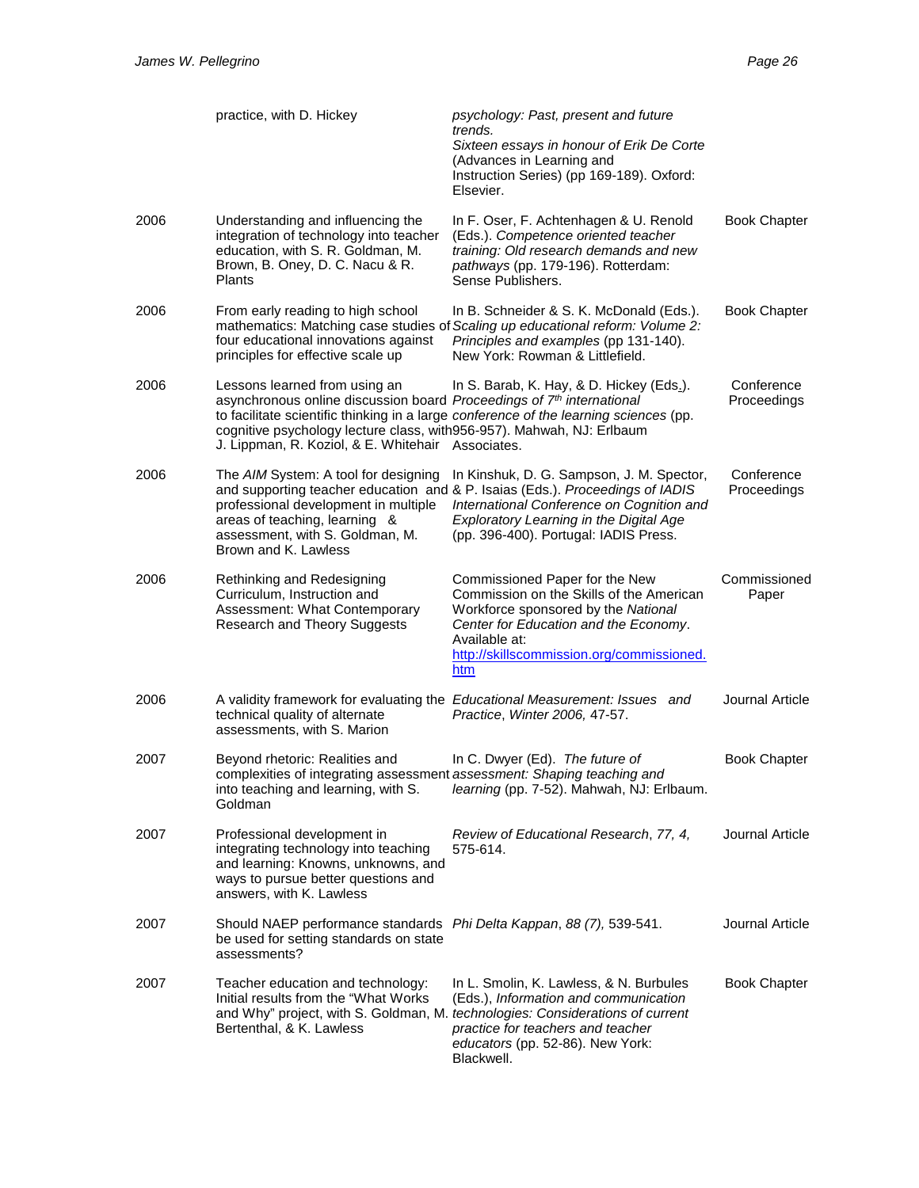| | | | |
|---|---|---|---|
| | practice, with D. Hickey | *psychology: Past, present and future trends. Sixteen essays in honour of Erik De Corte* (Advances in Learning and Instruction Series) (pp 169-189). Oxford: Elsevier. | |
| 2006 | Understanding and influencing the integration of technology into teacher education, with S. R. Goldman, M. Brown, B. Oney, D. C. Nacu & R. Plants | In F. Oser, F. Achtenhagen & U. Renold (Eds.). *Competence oriented teacher training: Old research demands and new pathways* (pp. 179-196). Rotterdam: Sense Publishers. | Book Chapter |
| 2006 | From early reading to high school mathematics: Matching case studies of four educational innovations against principles for effective scale up | In B. Schneider & S. K. McDonald (Eds.). *Scaling up educational reform: Volume 2: Principles and examples* (pp 131-140). New York: Rowman & Littlefield. | Book Chapter |
| 2006 | Lessons learned from using an asynchronous online discussion board to facilitate scientific thinking in a large cognitive psychology lecture class, with J. Lippman, R. Koziol, & E. Whitehair | In S. Barab, K. Hay, & D. Hickey (Eds.). *Proceedings of 7th international conference of the learning sciences* (pp. 956-957). Mahwah, NJ: Erlbaum Associates. | Conference Proceedings |
| 2006 | The *AIM* System: A tool for designing and supporting teacher education and professional development in multiple areas of teaching, learning & assessment, with S. Goldman, M. Brown and K. Lawless | In Kinshuk, D. G. Sampson, J. M. Spector, & P. Isaias (Eds.). *Proceedings of IADIS International Conference on Cognition and Exploratory Learning in the Digital Age* (pp. 396-400). Portugal: IADIS Press. | Conference Proceedings |
| 2006 | Rethinking and Redesigning Curriculum, Instruction and Assessment: What Contemporary Research and Theory Suggests | Commissioned Paper for the New Commission on the Skills of the American Workforce sponsored by the *National Center for Education and the Economy*. Available at: http://skillscommission.org/commissioned.htm | Commissioned Paper |
| 2006 | A validity framework for evaluating the technical quality of alternate assessments, with S. Marion | *Educational Measurement: Issues and Practice*, *Winter 2006,* 47-57. | Journal Article |
| 2007 | Beyond rhetoric: Realities and complexities of integrating assessment into teaching and learning, with S. Goldman | In C. Dwyer (Ed). *The future of assessment: Shaping teaching and learning* (pp. 7-52). Mahwah, NJ: Erlbaum. | Book Chapter |
| 2007 | Professional development in integrating technology into teaching and learning: Knowns, unknowns, and ways to pursue better questions and answers, with K. Lawless | *Review of Educational Research*, *77, 4,* 575-614. | Journal Article |
| 2007 | Should NAEP performance standards be used for setting standards on state assessments? | *Phi Delta Kappan*, *88 (7),* 539-541. | Journal Article |
| 2007 | Teacher education and technology: Initial results from the "What Works and Why" project, with S. Goldman, M. Bertenthal, & K. Lawless | In L. Smolin, K. Lawless, & N. Burbules (Eds.), *Information and communication technologies: Considerations of current practice for teachers and teacher educators* (pp. 52-86). New York: Blackwell. | Book Chapter |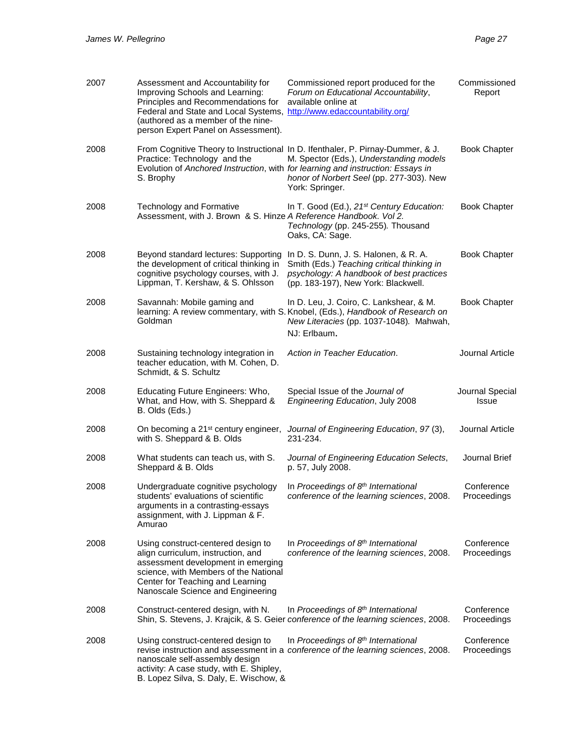| | | | |
|---|---|---|---|
| 2007 | Assessment and Accountability for Improving Schools and Learning: Principles and Recommendations for Federal and State and Local Systems, (authored as a member of the nine-person Expert Panel on Assessment). | Commissioned report produced for the *Forum on Educational Accountability*, available online at http://www.edaccountability.org/ | Commissioned Report |
| 2008 | From Cognitive Theory to Instructional Practice: Technology and the Evolution of *Anchored Instruction*, with S. Brophy | In D. Ifenthaler, P. Pirnay-Dummer, & J. M. Spector (Eds.), *Understanding models for learning and instruction: Essays in honor of Norbert Seel* (pp. 277-303). New York: Springer. | Book Chapter |
| 2008 | Technology and Formative Assessment, with J. Brown & S. Hinze | In T. Good (Ed.), *21st Century Education: A Reference Handbook. Vol 2. Technology* (pp. 245-255). Thousand Oaks, CA: Sage. | Book Chapter |
| 2008 | Beyond standard lectures: Supporting the development of critical thinking in cognitive psychology courses, with J. Lippman, T. Kershaw, & S. Ohlsson | In D. S. Dunn, J. S. Halonen, & R. A. Smith (Eds.) *Teaching critical thinking in psychology: A handbook of best practices* (pp. 183-197), New York: Blackwell. | Book Chapter |
| 2008 | Savannah: Mobile gaming and learning: A review commentary, with S. Goldman | In D. Leu, J. Coiro, C. Lankshear, & M. Knobel, (Eds.), *Handbook of Research on New Literacies* (pp. 1037-1048). Mahwah, NJ: Erlbaum. | Book Chapter |
| 2008 | Sustaining technology integration in teacher education, with M. Cohen, D. Schmidt, & S. Schultz | *Action in Teacher Education*. | Journal Article |
| 2008 | Educating Future Engineers: Who, What, and How, with S. Sheppard & B. Olds (Eds.) | Special Issue of the *Journal of Engineering Education*, July 2008 | Journal Special Issue |
| 2008 | On becoming a 21st century engineer, with S. Sheppard & B. Olds | *Journal of Engineering Education*, *97* (3), 231-234. | Journal Article |
| 2008 | What students can teach us, with S. Sheppard & B. Olds | *Journal of Engineering Education Selects*, p. 57, July 2008. | Journal Brief |
| 2008 | Undergraduate cognitive psychology students' evaluations of scientific arguments in a contrasting-essays assignment, with J. Lippman & F. Amurao | In *Proceedings of 8th International conference of the learning sciences*, 2008. | Conference Proceedings |
| 2008 | Using construct-centered design to align curriculum, instruction, and assessment development in emerging science, with Members of the National Center for Teaching and Learning Nanoscale Science and Engineering | In *Proceedings of 8th International conference of the learning sciences*, 2008. | Conference Proceedings |
| 2008 | Construct-centered design, with N. Shin, S. Stevens, J. Krajcik, & S. Geier | In *Proceedings of 8th International conference of the learning sciences*, 2008. | Conference Proceedings |
| 2008 | Using construct-centered design to revise instruction and assessment in a nanoscale self-assembly design activity: A case study, with E. Shipley, B. Lopez Silva, S. Daly, E. Wischow, & | In *Proceedings of 8th International conference of the learning sciences*, 2008. | Conference Proceedings |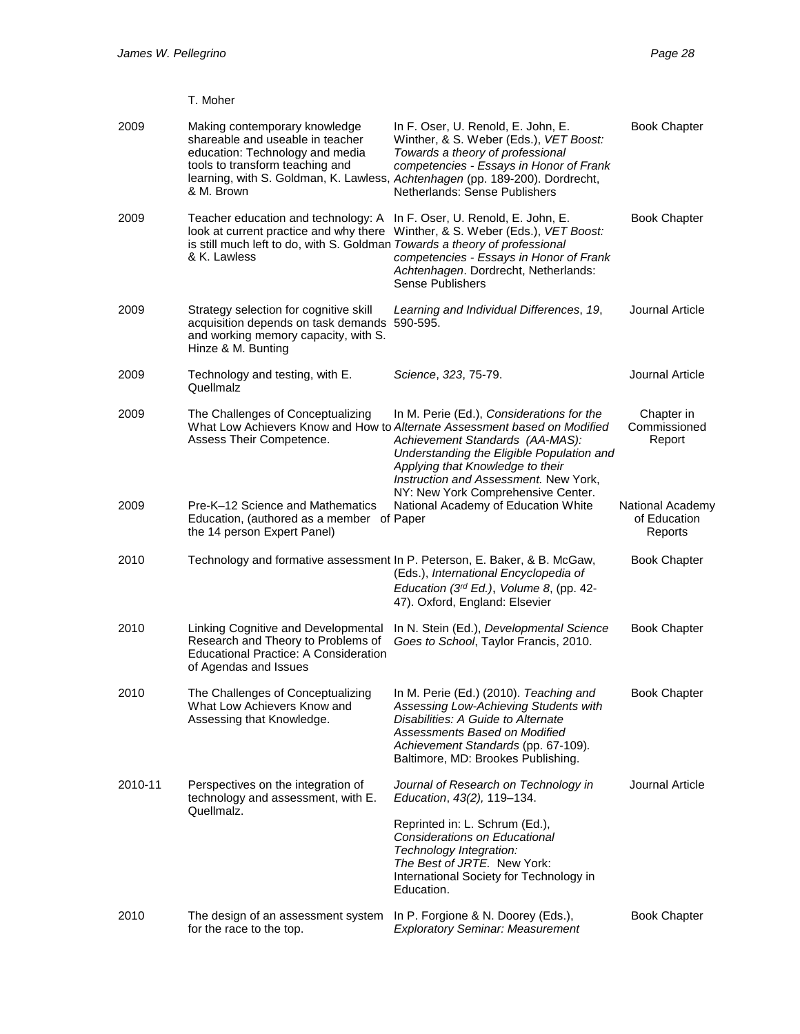| | | | |
|---|---|---|---|
| | T. Moher | | |
| 2009 | Making contemporary knowledge shareable and useable in teacher education: Technology and media tools to transform teaching and learning, with S. Goldman, K. Lawless, & M. Brown | In F. Oser, U. Renold, E. John, E. Winther, & S. Weber (Eds.), *VET Boost: Towards a theory of professional competencies - Essays in Honor of Frank Achtenhagen* (pp. 189-200). Dordrecht, Netherlands: Sense Publishers | Book Chapter |
| 2009 | Teacher education and technology: A look at current practice and why there is still much left to do, with S. Goldman & K. Lawless | In F. Oser, U. Renold, E. John, E. Winther, & S. Weber (Eds.), *VET Boost: Towards a theory of professional competencies - Essays in Honor of Frank Achtenhagen*. Dordrecht, Netherlands: Sense Publishers | Book Chapter |
| 2009 | Strategy selection for cognitive skill acquisition depends on task demands and working memory capacity, with S. Hinze & M. Bunting | *Learning and Individual Differences*, *19*, 590-595. | Journal Article |
| 2009 | Technology and testing, with E. Quellmalz | *Science*, *323*, 75-79. | Journal Article |
| 2009 | The Challenges of Conceptualizing What Low Achievers Know and How to Assess Their Competence. | In M. Perie (Ed.), *Considerations for the Alternate Assessment based on Modified Achievement Standards (AA-MAS): Understanding the Eligible Population and Applying that Knowledge to their Instruction and Assessment.* New York, NY: New York Comprehensive Center. | Chapter in Commissioned Report |
| 2009 | Pre-K–12 Science and Mathematics Education, (authored as a member of the 14 person Expert Panel) | National Academy of Education White Paper | National Academy of Education Reports |
| 2010 | Technology and formative assessment | In P. Peterson, E. Baker, & B. McGaw, (Eds.), *International Encyclopedia of Education (3rd Ed.)*, *Volume 8*, (pp. 42-47). Oxford, England: Elsevier | Book Chapter |
| 2010 | Linking Cognitive and Developmental Research and Theory to Problems of Educational Practice: A Consideration of Agendas and Issues | In N. Stein (Ed.), *Developmental Science Goes to School*, Taylor Francis, 2010. | Book Chapter |
| 2010 | The Challenges of Conceptualizing What Low Achievers Know and Assessing that Knowledge. | In M. Perie (Ed.) (2010). *Teaching and Assessing Low-Achieving Students with Disabilities: A Guide to Alternate Assessments Based on Modified Achievement Standards* (pp. 67-109). Baltimore, MD: Brookes Publishing. | Book Chapter |
| 2010-11 | Perspectives on the integration of technology and assessment, with E. Quellmalz. | *Journal of Research on Technology in Education*, *43(2),* 119–134. Reprinted in: L. Schrum (Ed.), *Considerations on Educational Technology Integration: The Best of JRTE.* New York: International Society for Technology in Education. | Journal Article |
| 2010 | The design of an assessment system for the race to the top. | In P. Forgione & N. Doorey (Eds.), *Exploratory Seminar: Measurement* | Book Chapter |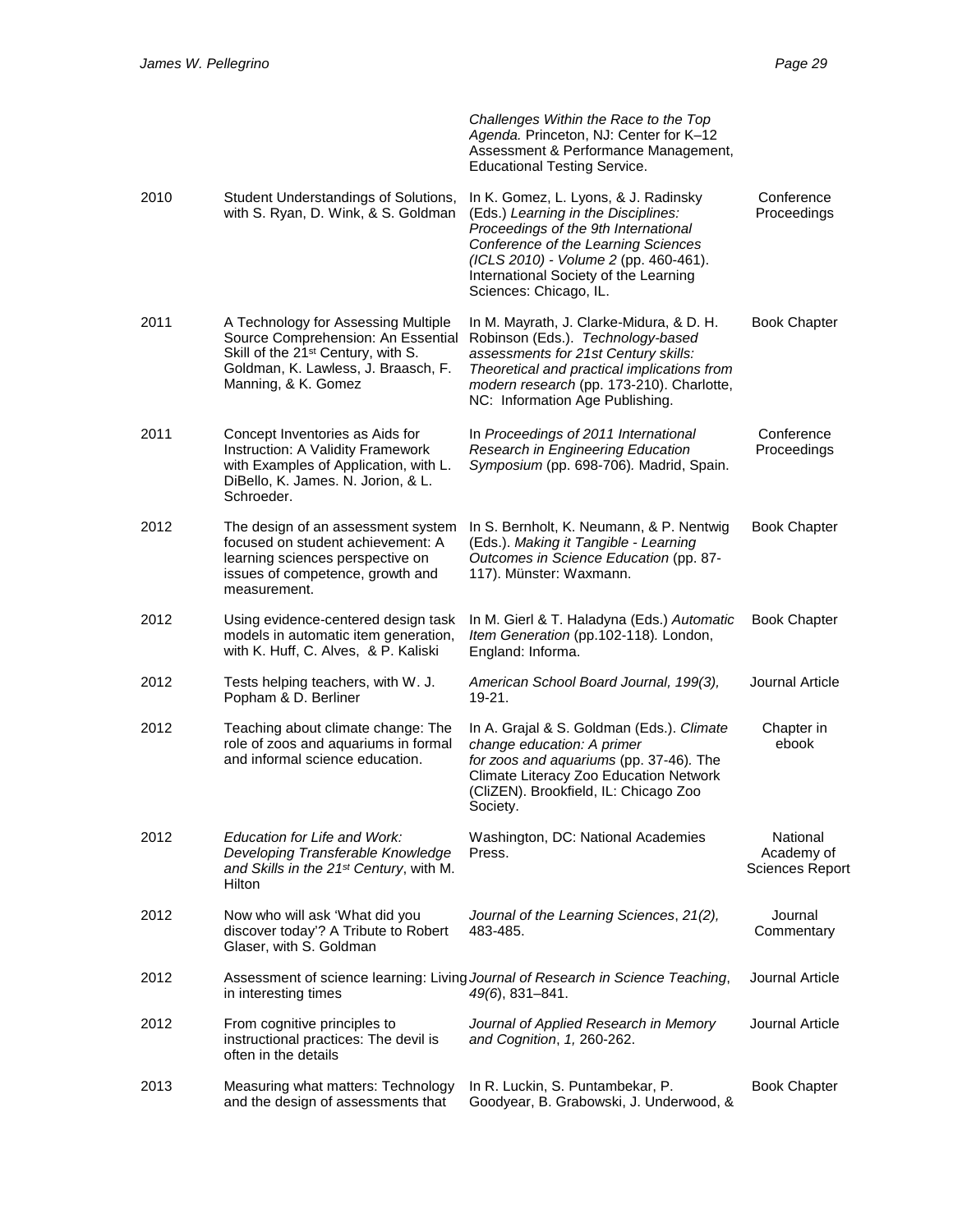| | | | |
|---|---|---|---|
| | | *Challenges Within the Race to the Top Agenda.* Princeton, NJ: Center for K–12 Assessment & Performance Management, Educational Testing Service. | |
| 2010 | Student Understandings of Solutions, with S. Ryan, D. Wink, & S. Goldman | In K. Gomez, L. Lyons, & J. Radinsky (Eds.) *Learning in the Disciplines: Proceedings of the 9th International Conference of the Learning Sciences (ICLS 2010) - Volume 2* (pp. 460-461). International Society of the Learning Sciences: Chicago, IL. | Conference Proceedings |
| 2011 | A Technology for Assessing Multiple Source Comprehension: An Essential Skill of the 21st Century, with S. Goldman, K. Lawless, J. Braasch, F. Manning, & K. Gomez | In M. Mayrath, J. Clarke-Midura, & D. H. Robinson (Eds.). *Technology-based assessments for 21st Century skills: Theoretical and practical implications from modern research* (pp. 173-210). Charlotte, NC: Information Age Publishing. | Book Chapter |
| 2011 | Concept Inventories as Aids for Instruction: A Validity Framework with Examples of Application, with L. DiBello, K. James. N. Jorion, & L. Schroeder. | In *Proceedings of 2011 International Research in Engineering Education Symposium* (pp. 698-706). Madrid, Spain. | Conference Proceedings |
| 2012 | The design of an assessment system focused on student achievement: A learning sciences perspective on issues of competence, growth and measurement. | In S. Bernholt, K. Neumann, & P. Nentwig (Eds.). *Making it Tangible - Learning Outcomes in Science Education* (pp. 87-117). Münster: Waxmann. | Book Chapter |
| 2012 | Using evidence-centered design task models in automatic item generation, with K. Huff, C. Alves, & P. Kaliski | In M. Gierl & T. Haladyna (Eds.) *Automatic Item Generation* (pp.102-118). London, England: Informa. | Book Chapter |
| 2012 | Tests helping teachers, with W. J. Popham & D. Berliner | *American School Board Journal, 199(3),* 19-21. | Journal Article |
| 2012 | Teaching about climate change: The role of zoos and aquariums in formal and informal science education. | In A. Grajal & S. Goldman (Eds.). *Climate change education: A primer for zoos and aquariums* (pp. 37-46). The Climate Literacy Zoo Education Network (CliZEN). Brookfield, IL: Chicago Zoo Society. | Chapter in ebook |
| 2012 | *Education for Life and Work: Developing Transferable Knowledge and Skills in the 21st Century*, with M. Hilton | Washington, DC: National Academies Press. | National Academy of Sciences Report |
| 2012 | Now who will ask 'What did you discover today'? A Tribute to Robert Glaser, with S. Goldman | *Journal of the Learning Sciences*, *21(2),* 483-485. | Journal Commentary |
| 2012 | Assessment of science learning: Living in interesting times | *Journal of Research in Science Teaching*, *49(6)*, 831–841. | Journal Article |
| 2012 | From cognitive principles to instructional practices: The devil is often in the details | *Journal of Applied Research in Memory and Cognition*, *1,* 260-262. | Journal Article |
| 2013 | Measuring what matters: Technology and the design of assessments that | In R. Luckin, S. Puntambekar, P. Goodyear, B. Grabowski, J. Underwood, & | Book Chapter |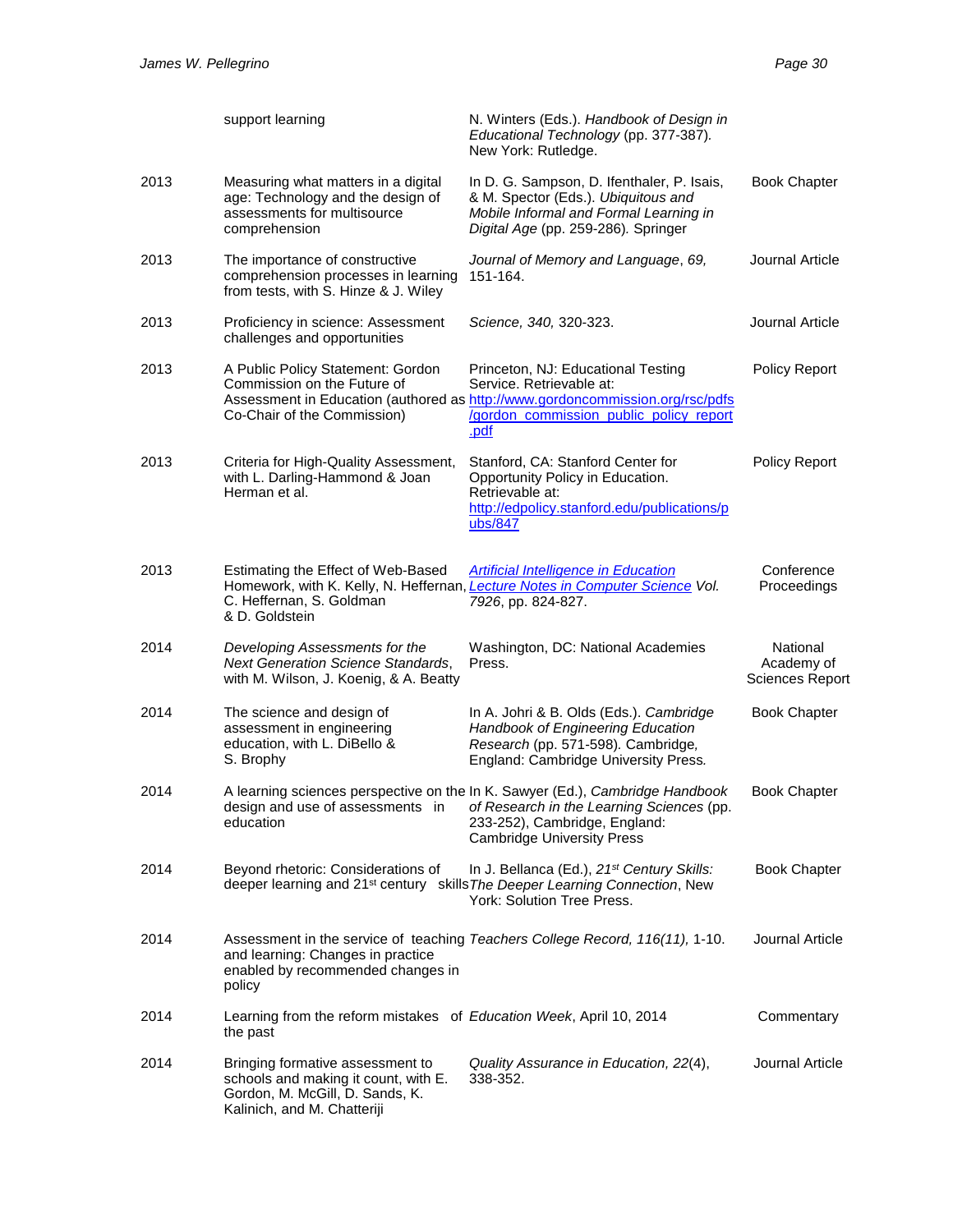| | | | |
|---|---|---|---|
| | support learning | N. Winters (Eds.). *Handbook of Design in Educational Technology* (pp. 377-387). New York: Rutledge. | |
| 2013 | Measuring what matters in a digital age: Technology and the design of assessments for multisource comprehension | In D. G. Sampson, D. Ifenthaler, P. Isais, & M. Spector (Eds.). *Ubiquitous and Mobile Informal and Formal Learning in Digital Age* (pp. 259-286). Springer | Book Chapter |
| 2013 | The importance of constructive comprehension processes in learning from tests, with S. Hinze & J. Wiley | *Journal of Memory and Language*, *69,* 151-164. | Journal Article |
| 2013 | Proficiency in science: Assessment challenges and opportunities | *Science, 340,* 320-323. | Journal Article |
| 2013 | A Public Policy Statement: Gordon Commission on the Future of Assessment in Education (authored as Co-Chair of the Commission) | Princeton, NJ: Educational Testing Service. Retrievable at: http://www.gordoncommission.org/rsc/pdfs/gordon_commission_public_policy_report.pdf | Policy Report |
| 2013 | Criteria for High-Quality Assessment, with L. Darling-Hammond & Joan Herman et al. | Stanford, CA: Stanford Center for Opportunity Policy in Education. Retrievable at: http://edpolicy.stanford.edu/publications/pubs/847 | Policy Report |
| 2013 | Estimating the Effect of Web-Based Homework, with K. Kelly, N. Heffernan, C. Heffernan, S. Goldman & D. Goldstein | *Artificial Intelligence in Education Lecture Notes in Computer Science Vol. 7926*, pp. 824-827. | Conference Proceedings |
| 2014 | *Developing Assessments for the Next Generation Science Standards*, with M. Wilson, J. Koenig, & A. Beatty | Washington, DC: National Academies Press. | National Academy of Sciences Report |
| 2014 | The science and design of assessment in engineering education, with L. DiBello & S. Brophy | In A. Johri & B. Olds (Eds.). *Cambridge Handbook of Engineering Education Research* (pp. 571-598). Cambridge, England: Cambridge University Press. | Book Chapter |
| 2014 | A learning sciences perspective on the design and use of assessments in education | In K. Sawyer (Ed.), *Cambridge Handbook of Research in the Learning Sciences* (pp. 233-252), Cambridge, England: Cambridge University Press | Book Chapter |
| 2014 | Beyond rhetoric: Considerations of deeper learning and 21st century skills | In J. Bellanca (Ed.), *21st Century Skills: The Deeper Learning Connection*, New York: Solution Tree Press. | Book Chapter |
| 2014 | Assessment in the service of teaching and learning: Changes in practice enabled by recommended changes in policy | *Teachers College Record, 116(11),* 1-10. | Journal Article |
| 2014 | Learning from the reform mistakes of the past | *Education Week*, April 10, 2014 | Commentary |
| 2014 | Bringing formative assessment to schools and making it count, with E. Gordon, M. McGill, D. Sands, K. Kalinich, and M. Chatterjі | *Quality Assurance in Education, 22*(4), 338-352. | Journal Article |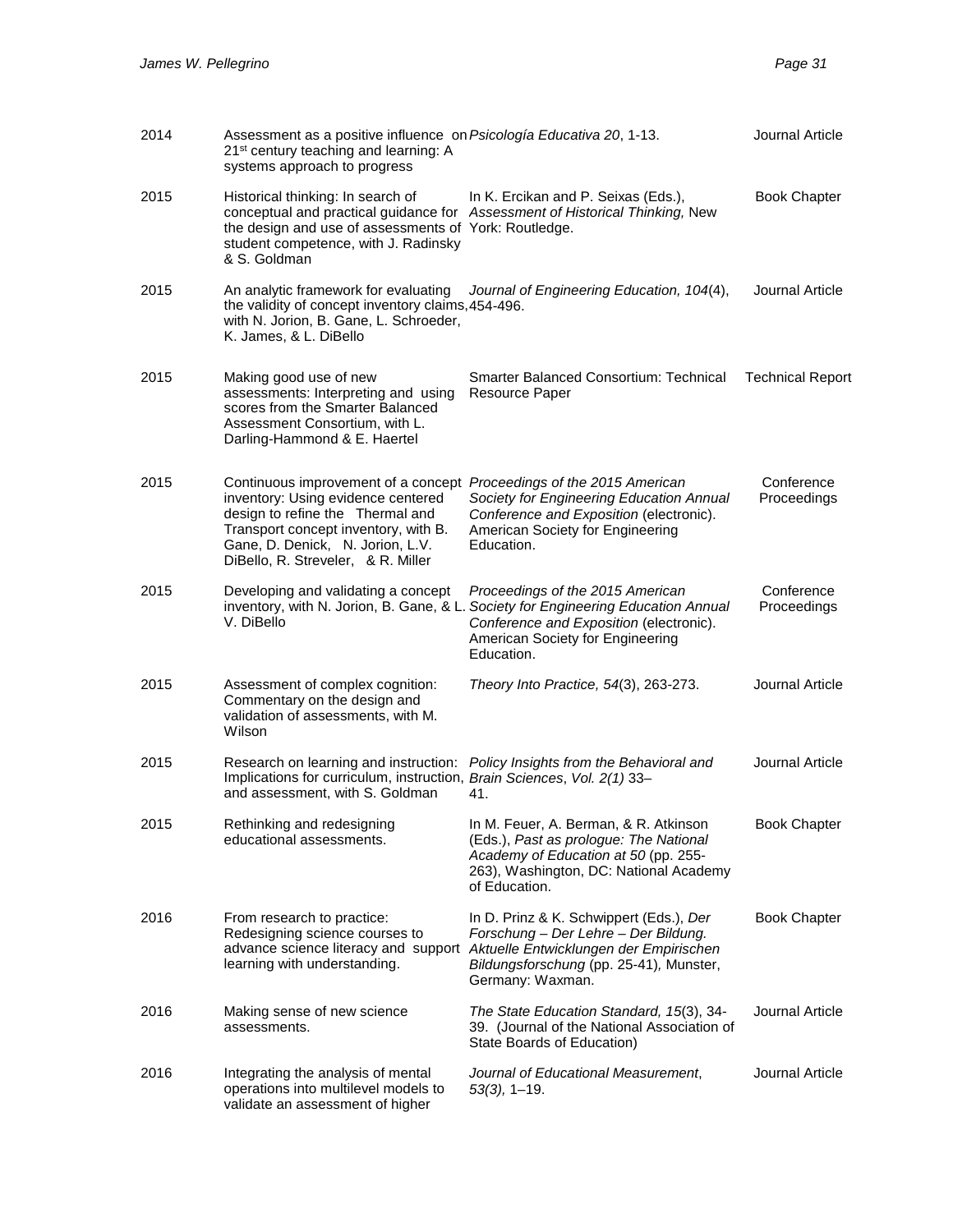| | | | |
|---|---|---|---|
| 2014 | Assessment as a positive influence on 21st century teaching and learning: A systems approach to progress | *Psicología Educativa 20*, 1-13. | Journal Article |
| 2015 | Historical thinking: In search of conceptual and practical guidance for the design and use of assessments of student competence, with J. Radinsky & S. Goldman | In K. Ercikan and P. Seixas (Eds.), *Assessment of Historical Thinking,* New York: Routledge. | Book Chapter |
| 2015 | An analytic framework for evaluating the validity of concept inventory claims, with N. Jorion, B. Gane, L. Schroeder, K. James, & L. DiBello | *Journal of Engineering Education, 104*(4), 454-496. | Journal Article |
| 2015 | Making good use of new assessments: Interpreting and using scores from the Smarter Balanced Assessment Consortium, with L. Darling-Hammond & E. Haertel | Smarter Balanced Consortium: Technical Resource Paper | Technical Report |
| 2015 | Continuous improvement of a concept inventory: Using evidence centered design to refine the Thermal and Transport concept inventory, with B. Gane, D. Denick, N. Jorion, L.V. DiBello, R. Streveler, & R. Miller | *Proceedings of the 2015 American Society for Engineering Education Annual Conference and Exposition* (electronic). American Society for Engineering Education. | Conference Proceedings |
| 2015 | Developing and validating a concept inventory, with N. Jorion, B. Gane, & L. V. DiBello | *Proceedings of the 2015 American Society for Engineering Education Annual Conference and Exposition* (electronic). American Society for Engineering Education. | Conference Proceedings |
| 2015 | Assessment of complex cognition: Commentary on the design and validation of assessments, with M. Wilson | *Theory Into Practice, 54*(3), 263-273. | Journal Article |
| 2015 | Research on learning and instruction: Implications for curriculum, instruction, and assessment, with S. Goldman | *Policy Insights from the Behavioral and Brain Sciences*, *Vol. 2(1)* 33–41. | Journal Article |
| 2015 | Rethinking and redesigning educational assessments. | In M. Feuer, A. Berman, & R. Atkinson (Eds.), *Past as prologue: The National Academy of Education at 50* (pp. 255-263), Washington, DC: National Academy of Education. | Book Chapter |
| 2016 | From research to practice: Redesigning science courses to advance science literacy and support learning with understanding. | In D. Prinz & K. Schwippert (Eds.), *Der Forschung – Der Lehre – Der Bildung. Aktuelle Entwicklungen der Empirischen Bildungsforschung* (pp. 25-41), Munster, Germany: Waxman. | Book Chapter |
| 2016 | Making sense of new science assessments. | *The State Education Standard, 15*(3), 34-39. (Journal of the National Association of State Boards of Education) | Journal Article |
| 2016 | Integrating the analysis of mental operations into multilevel models to validate an assessment of higher | *Journal of Educational Measurement*, *53(3),* 1–19. | Journal Article |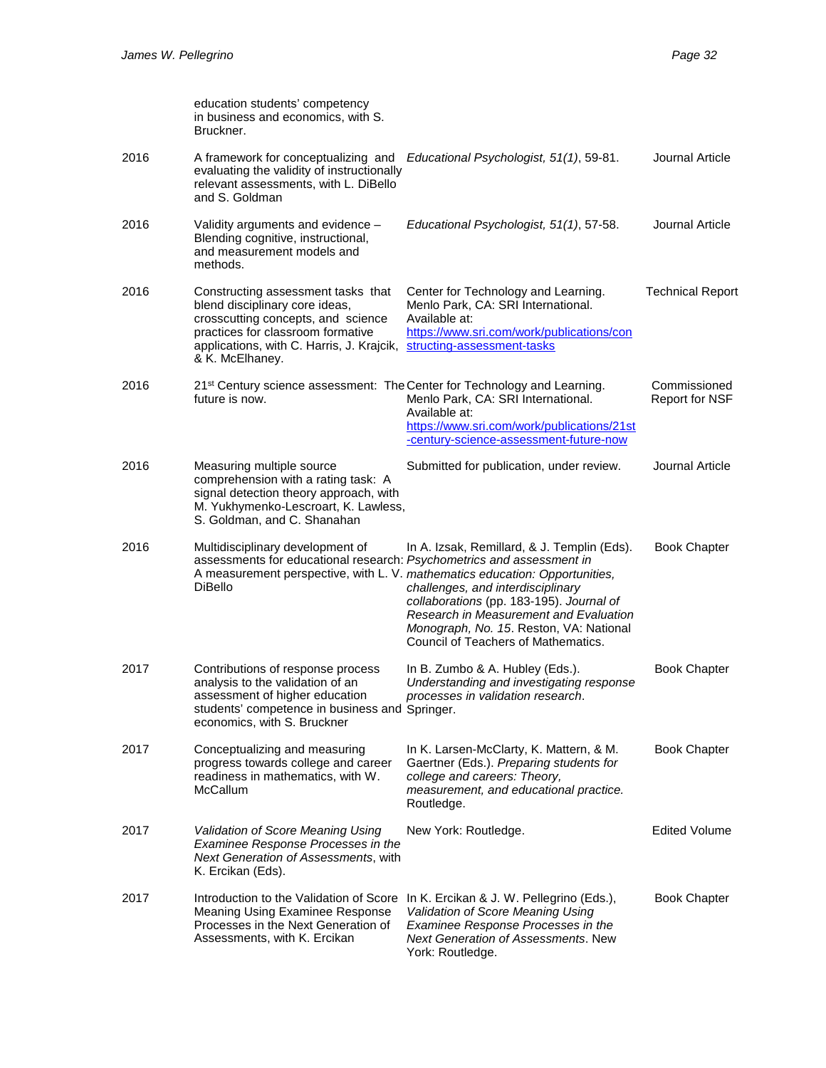| | | | |
|---|---|---|---|
| | education students' competency in business and economics, with S. Bruckner. | | |
| 2016 | A framework for conceptualizing and evaluating the validity of instructionally relevant assessments, with L. DiBello and S. Goldman | *Educational Psychologist, 51(1)*, 59-81. | Journal Article |
| 2016 | Validity arguments and evidence – Blending cognitive, instructional, and measurement models and methods. | *Educational Psychologist, 51(1)*, 57-58. | Journal Article |
| 2016 | Constructing assessment tasks that blend disciplinary core ideas, crosscutting concepts, and science practices for classroom formative applications, with C. Harris, J. Krajcik, & K. McElhaney. | Center for Technology and Learning. Menlo Park, CA: SRI International. Available at: https://www.sri.com/work/publications/constructing-assessment-tasks | Technical Report |
| 2016 | 21st Century science assessment: The future is now. | Center for Technology and Learning. Menlo Park, CA: SRI International. Available at: https://www.sri.com/work/publications/21st-century-science-assessment-future-now | Commissioned Report for NSF |
| 2016 | Measuring multiple source comprehension with a rating task: A signal detection theory approach, with M. Yukhymenko-Lescroart, K. Lawless, S. Goldman, and C. Shanahan | Submitted for publication, under review. | Journal Article |
| 2016 | Multidisciplinary development of assessments for educational research: A measurement perspective, with L. V. DiBello | In A. Izsak, Remillard, & J. Templin (Eds). *Psychometrics and assessment in mathematics education: Opportunities, challenges, and interdisciplinary collaborations* (pp. 183-195). *Journal of Research in Measurement and Evaluation Monograph, No. 15*. Reston, VA: National Council of Teachers of Mathematics. | Book Chapter |
| 2017 | Contributions of response process analysis to the validation of an assessment of higher education students' competence in business and economics, with S. Bruckner | In B. Zumbo & A. Hubley (Eds.). *Understanding and investigating response processes in validation research*. Springer. | Book Chapter |
| 2017 | Conceptualizing and measuring progress towards college and career readiness in mathematics, with W. McCallum | In K. Larsen-McClarty, K. Mattern, & M. Gaertner (Eds.). *Preparing students for college and careers: Theory, measurement, and educational practice.* Routledge. | Book Chapter |
| 2017 | *Validation of Score Meaning Using Examinee Response Processes in the Next Generation of Assessments*, with K. Ercikan (Eds). | New York: Routledge. | Edited Volume |
| 2017 | Introduction to the Validation of Score Meaning Using Examinee Response Processes in the Next Generation of Assessments, with K. Ercikan | In K. Ercikan & J. W. Pellegrino (Eds.), *Validation of Score Meaning Using Examinee Response Processes in the Next Generation of Assessments*. New York: Routledge. | Book Chapter |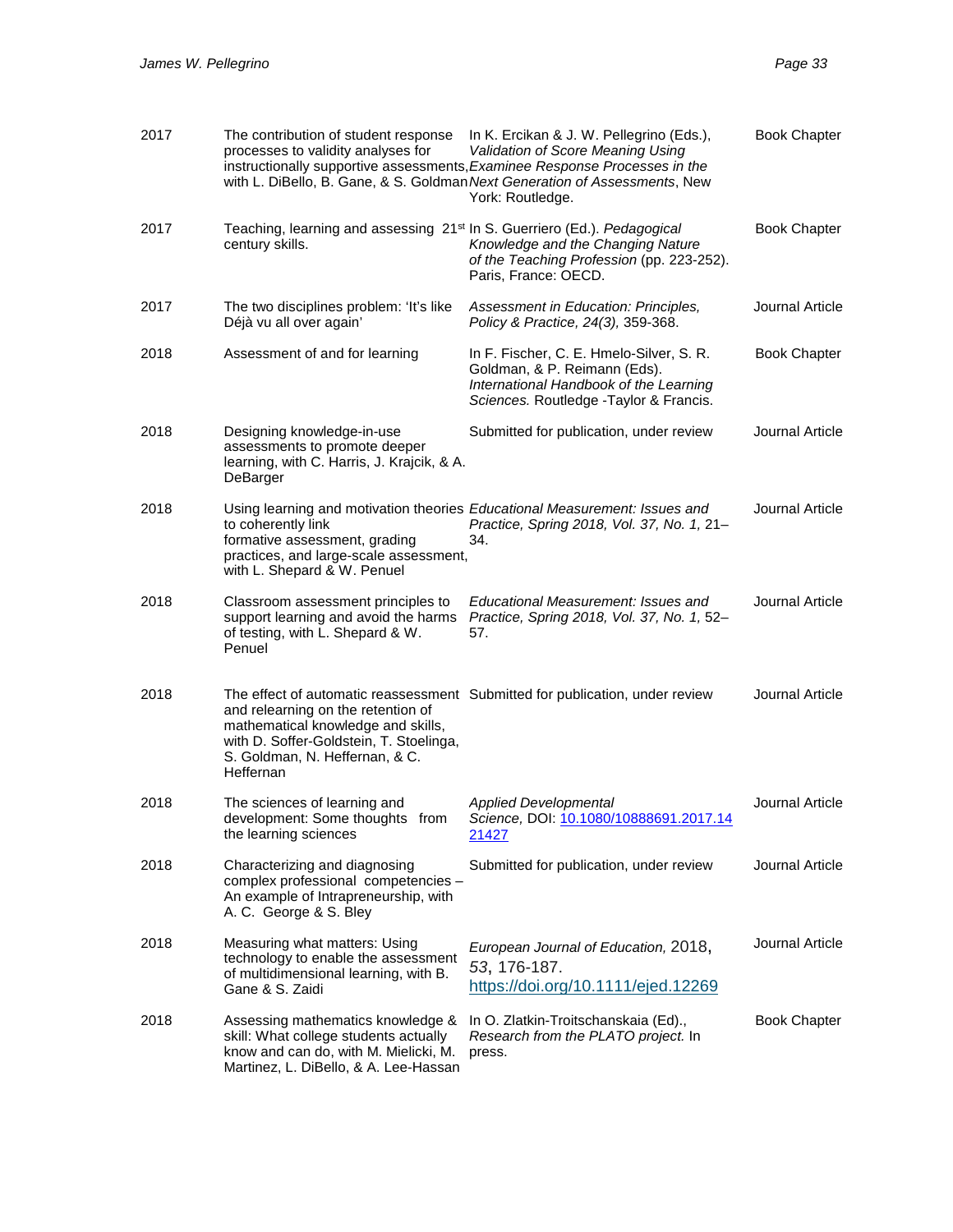| | | | |
|---|---|---|---|
| 2017 | The contribution of student response processes to validity analyses for instructionally supportive assessments, with L. DiBello, B. Gane, & S. Goldman | In K. Ercikan & J. W. Pellegrino (Eds.), *Validation of Score Meaning Using Examinee Response Processes in the Next Generation of Assessments*, New York: Routledge. | Book Chapter |
| 2017 | Teaching, learning and assessing 21st century skills. | In S. Guerriero (Ed.). *Pedagogical Knowledge and the Changing Nature of the Teaching Profession* (pp. 223-252). Paris, France: OECD. | Book Chapter |
| 2017 | The two disciplines problem: 'It's like Déjà vu all over again' | *Assessment in Education: Principles, Policy & Practice, 24(3),* 359-368. | Journal Article |
| 2018 | Assessment of and for learning | In F. Fischer, C. E. Hmelo-Silver, S. R. Goldman, & P. Reimann (Eds). *International Handbook of the Learning Sciences.* Routledge -Taylor & Francis. | Book Chapter |
| 2018 | Designing knowledge-in-use assessments to promote deeper learning, with C. Harris, J. Krajcik, & A. DeBarger | Submitted for publication, under review | Journal Article |
| 2018 | Using learning and motivation theories to coherently link formative assessment, grading practices, and large-scale assessment, with L. Shepard & W. Penuel | *Educational Measurement: Issues and Practice, Spring 2018, Vol. 37, No. 1,* 21–34. | Journal Article |
| 2018 | Classroom assessment principles to support learning and avoid the harms of testing, with L. Shepard & W. Penuel | *Educational Measurement: Issues and Practice, Spring 2018, Vol. 37, No. 1,* 52–57. | Journal Article |
| 2018 | The effect of automatic reassessment and relearning on the retention of mathematical knowledge and skills, with D. Soffer-Goldstein, T. Stoelinga, S. Goldman, N. Heffernan, & C. Heffernan | Submitted for publication, under review | Journal Article |
| 2018 | The sciences of learning and development: Some thoughts from the learning sciences | *Applied Developmental Science,* DOI: [10.1080/10888691.2017.1421427](https://doi.org/10.1080/10888691.2017.1421427) | Journal Article |
| 2018 | Characterizing and diagnosing complex professional competencies – An example of Intrapreneurship, with A. C. George & S. Bley | Submitted for publication, under review | Journal Article |
| 2018 | Measuring what matters: Using technology to enable the assessment of multidimensional learning, with B. Gane & S. Zaidi | *European Journal of Education,* 2018, *53*, 176-187. https://doi.org/10.1111/ejed.12269 | Journal Article |
| 2018 | Assessing mathematics knowledge & skill: What college students actually know and can do, with M. Mielicki, M. Martinez, L. DiBello, & A. Lee-Hassan | In O. Zlatkin-Troitschanskaia (Ed.), *Research from the PLATO project.* In press. | Book Chapter |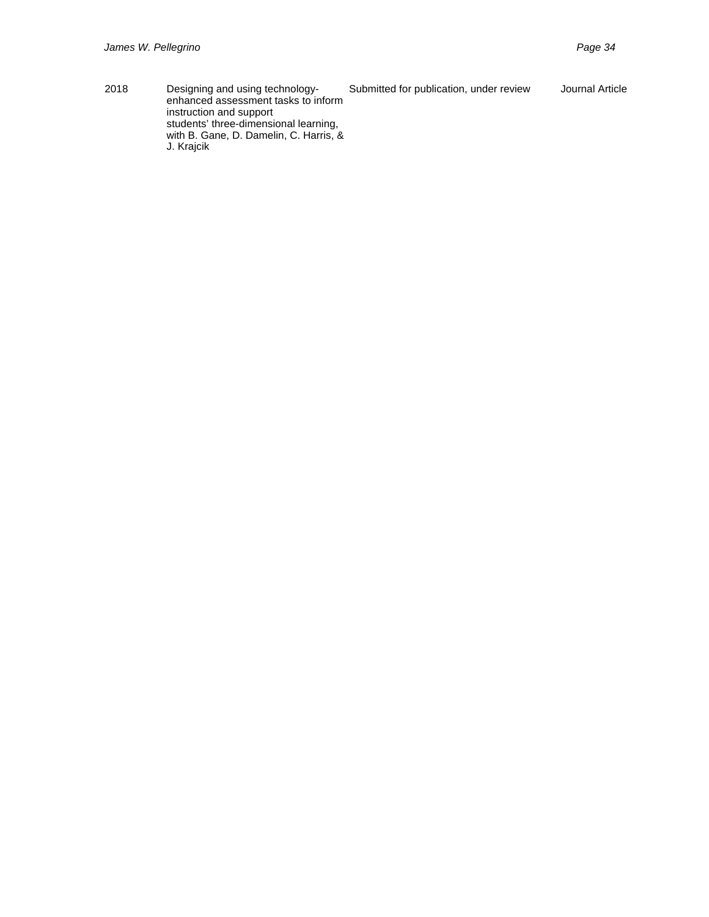| | | | |
|---|---|---|---|
| 2018 | Designing and using technology-enhanced assessment tasks to inform instruction and support students' three-dimensional learning, with B. Gane, D. Damelin, C. Harris, & J. Krajcik | Submitted for publication, under review | Journal Article |